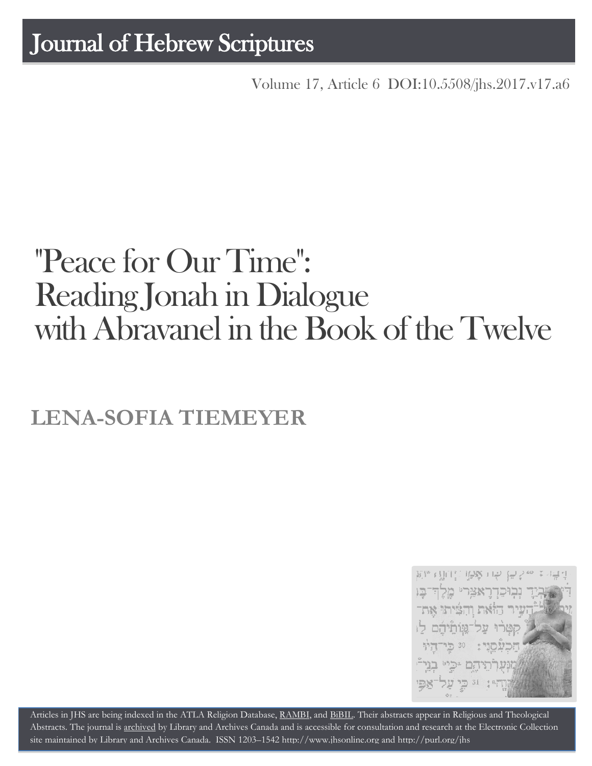# Journal of Hebrew Scriptures

Volume 17, Article 6 DOI:10.5508/jhs.2017.v17.a6

# "Peace for Our Time": Reading Jonah in Dialogue with Abravanel in the Book of the Twelve

## LENA-SOFIA TIEMEYER

Articles in JHS are being indexed in the ATLA Religion Database, RAMBI, and BiBIL. Their abstracts appear in Religious and Theological Abstracts. The journal is archived by Library and Archives Canada and is accessible for consultation and research at the Electronic Collection site maintained by Library and Archives Canada. ISSN 1203–1542 http://www.jhsonline.org and http://purl.org/jhs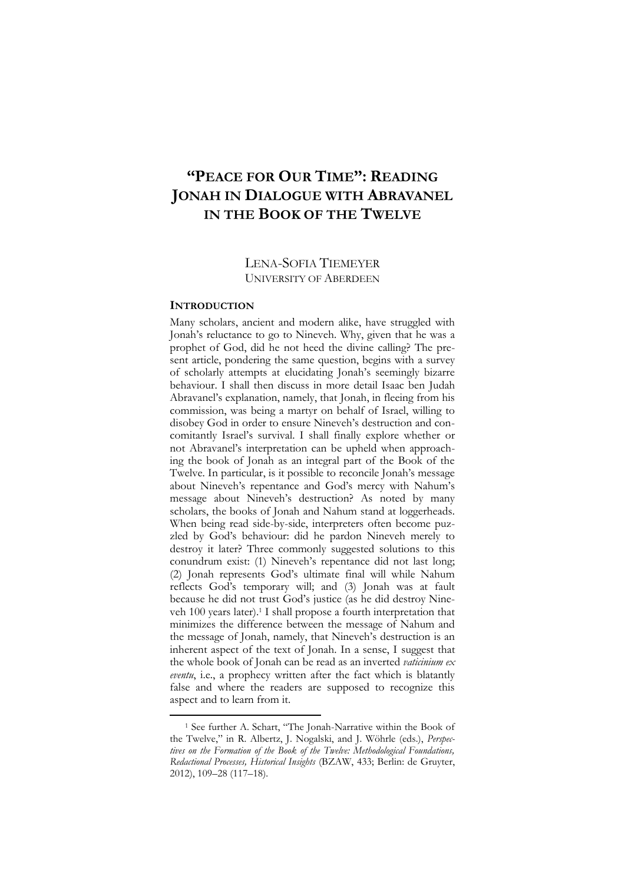# "PEACE FOR OUR TIME": READING JONAH IN DIALOGUE WITH ABRAVANEL IN THE BOOK OF THE TWELVE

LENA-SOFIA TIEMEYER
UNIVERSITY OF ABERDEEN

## INTRODUCTION

Many scholars, ancient and modern alike, have struggled with Jonah's reluctance to go to Nineveh. Why, given that he was a prophet of God, did he not heed the divine calling? The present article, pondering the same question, begins with a survey of scholarly attempts at elucidating Jonah's seemingly bizarre behaviour. I shall then discuss in more detail Isaac ben Judah Abravanel's explanation, namely, that Jonah, in fleeing from his commission, was being a martyr on behalf of Israel, willing to disobey God in order to ensure Nineveh's destruction and concomitantly Israel's survival. I shall finally explore whether or not Abravanel's interpretation can be upheld when approaching the book of Jonah as an integral part of the Book of the Twelve. In particular, is it possible to reconcile Jonah's message about Nineveh's repentance and God's mercy with Nahum's message about Nineveh's destruction? As noted by many scholars, the books of Jonah and Nahum stand at loggerheads. When being read side-by-side, interpreters often become puzzled by God's behaviour: did he pardon Nineveh merely to destroy it later? Three commonly suggested solutions to this conundrum exist: (1) Nineveh's repentance did not last long; (2) Jonah represents God's ultimate final will while Nahum reflects God's temporary will; and (3) Jonah was at fault because he did not trust God's justice (as he did destroy Nineveh 100 years later).[1] I shall propose a fourth interpretation that minimizes the difference between the message of Nahum and the message of Jonah, namely, that Nineveh's destruction is an inherent aspect of the text of Jonah. In a sense, I suggest that the whole book of Jonah can be read as an inverted *vaticinium ex eventu*, i.e., a prophecy written after the fact which is blatantly false and where the readers are supposed to recognize this aspect and to learn from it.

---

[1] See further A. Schart, "The Jonah-Narrative within the Book of the Twelve," in R. Albertz, J. Nogalski, and J. Wöhrle (eds.), *Perspectives on the Formation of the Book of the Twelve: Methodological Foundations, Redactional Processes, Historical Insights* (BZAW, 433; Berlin: de Gruyter, 2012), 109–28 (117–18).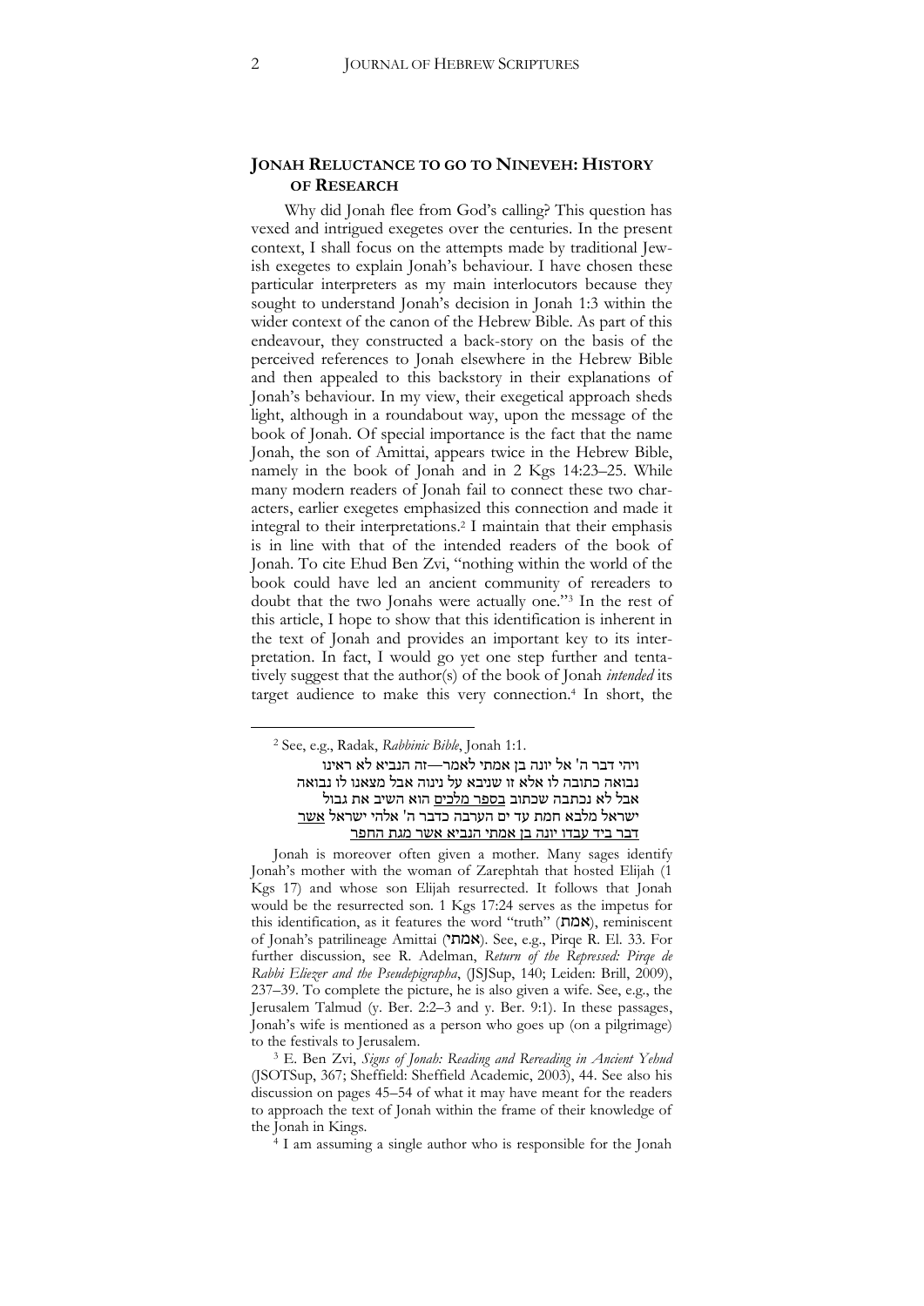## JONAH RELUCTANCE TO GO TO NINEVEH: HISTORY OF RESEARCH

Why did Jonah flee from God's calling? This question has vexed and intrigued exegetes over the centuries. In the present context, I shall focus on the attempts made by traditional Jewish exegetes to explain Jonah's behaviour. I have chosen these particular interpreters as my main interlocutors because they sought to understand Jonah's decision in Jonah 1:3 within the wider context of the canon of the Hebrew Bible. As part of this endeavour, they constructed a back-story on the basis of the perceived references to Jonah elsewhere in the Hebrew Bible and then appealed to this backstory in their explanations of Jonah's behaviour. In my view, their exegetical approach sheds light, although in a roundabout way, upon the message of the book of Jonah. Of special importance is the fact that the name Jonah, the son of Amittai, appears twice in the Hebrew Bible, namely in the book of Jonah and in 2 Kgs 14:23–25. While many modern readers of Jonah fail to connect these two characters, earlier exegetes emphasized this connection and made it integral to their interpretations.[2] I maintain that their emphasis is in line with that of the intended readers of the book of Jonah. To cite Ehud Ben Zvi, "nothing within the world of the book could have led an ancient community of rereaders to doubt that the two Jonahs were actually one."[3] In the rest of this article, I hope to show that this identification is inherent in the text of Jonah and provides an important key to its interpretation. In fact, I would go yet one step further and tentatively suggest that the author(s) of the book of Jonah *intended* its target audience to make this very connection.[4] In short, the

---

[2] See, e.g., Radak, *Rabbinic Bible*, Jonah 1:1.

ויהי דבר ה' אל יונה בן אמתי לאמר—זה הנביא לא ראינו נבואה כתובה לו אלא זו שניבא על נינוה אבל מצאנו לו נבואה אבל לא נכתבה שכתוב <u>בספר מלכים</u> הוא השיב את גבול ישראל מלבא חמת עד ים הערבה כדבר ה' אלהי ישראל <u>אשר דבר ביד עבדו יונה בן אמתי הנביא אשר מגת החפר</u>

Jonah is moreover often given a mother. Many sages identify Jonah's mother with the woman of Zarephtah that hosted Elijah (1 Kgs 17) and whose son Elijah resurrected. It follows that Jonah would be the resurrected son. 1 Kgs 17:24 serves as the impetus for this identification, as it features the word "truth" (אמת), reminiscent of Jonah's patrilineage Amittai (אמתי). See, e.g., Pirqe R. El. 33. For further discussion, see R. Adelman, *Return of the Repressed: Pirqe de Rabbi Eliezer and the Pseudepigrapha*, (JSJSup, 140; Leiden: Brill, 2009), 237–39. To complete the picture, he is also given a wife. See, e.g., the Jerusalem Talmud (y. Ber. 2:2–3 and y. Ber. 9:1). In these passages, Jonah's wife is mentioned as a person who goes up (on a pilgrimage) to the festivals to Jerusalem.

[3] E. Ben Zvi, *Signs of Jonah: Reading and Rereading in Ancient Yehud* (JSOTSup, 367; Sheffield: Sheffield Academic, 2003), 44. See also his discussion on pages 45–54 of what it may have meant for the readers to approach the text of Jonah within the frame of their knowledge of the Jonah in Kings.

[4] I am assuming a single author who is responsible for the Jonah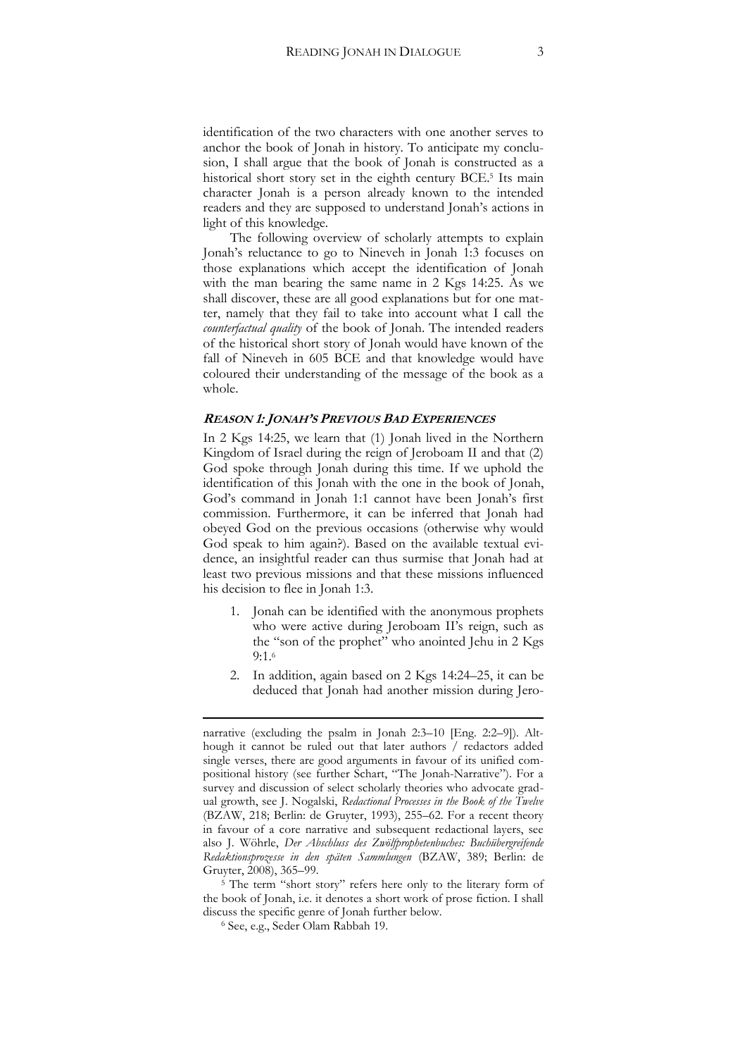identification of the two characters with one another serves to anchor the book of Jonah in history. To anticipate my conclusion, I shall argue that the book of Jonah is constructed as a historical short story set in the eighth century BCE.[5] Its main character Jonah is a person already known to the intended readers and they are supposed to understand Jonah's actions in light of this knowledge.

The following overview of scholarly attempts to explain Jonah's reluctance to go to Nineveh in Jonah 1:3 focuses on those explanations which accept the identification of Jonah with the man bearing the same name in 2 Kgs 14:25. As we shall discover, these are all good explanations but for one matter, namely that they fail to take into account what I call the *counterfactual quality* of the book of Jonah. The intended readers of the historical short story of Jonah would have known of the fall of Nineveh in 605 BCE and that knowledge would have coloured their understanding of the message of the book as a whole.

### ***Reason 1: Jonah's Previous Bad Experiences***

In 2 Kgs 14:25, we learn that (1) Jonah lived in the Northern Kingdom of Israel during the reign of Jeroboam II and that (2) God spoke through Jonah during this time. If we uphold the identification of this Jonah with the one in the book of Jonah, God's command in Jonah 1:1 cannot have been Jonah's first commission. Furthermore, it can be inferred that Jonah had obeyed God on the previous occasions (otherwise why would God speak to him again?). Based on the available textual evidence, an insightful reader can thus surmise that Jonah had at least two previous missions and that these missions influenced his decision to flee in Jonah 1:3.

1. Jonah can be identified with the anonymous prophets who were active during Jeroboam II's reign, such as the "son of the prophet" who anointed Jehu in 2 Kgs 9:1.[6]
2. In addition, again based on 2 Kgs 14:24–25, it can be deduced that Jonah had another mission during Jero-

---

narrative (excluding the psalm in Jonah 2:3–10 [Eng. 2:2–9]). Although it cannot be ruled out that later authors / redactors added single verses, there are good arguments in favour of its unified compositional history (see further Schart, "The Jonah-Narrative"). For a survey and discussion of select scholarly theories who advocate gradual growth, see J. Nogalski, *Redactional Processes in the Book of the Twelve* (BZAW, 218; Berlin: de Gruyter, 1993), 255–62. For a recent theory in favour of a core narrative and subsequent redactional layers, see also J. Wöhrle, *Der Abschluss des Zwölfprophetenbuches: Buchübergreifende Redaktionsprozesse in den späten Sammlungen* (BZAW, 389; Berlin: de Gruyter, 2008), 365–99.

[5] The term "short story" refers here only to the literary form of the book of Jonah, i.e. it denotes a short work of prose fiction. I shall discuss the specific genre of Jonah further below.

[6] See, e.g., Seder Olam Rabbah 19.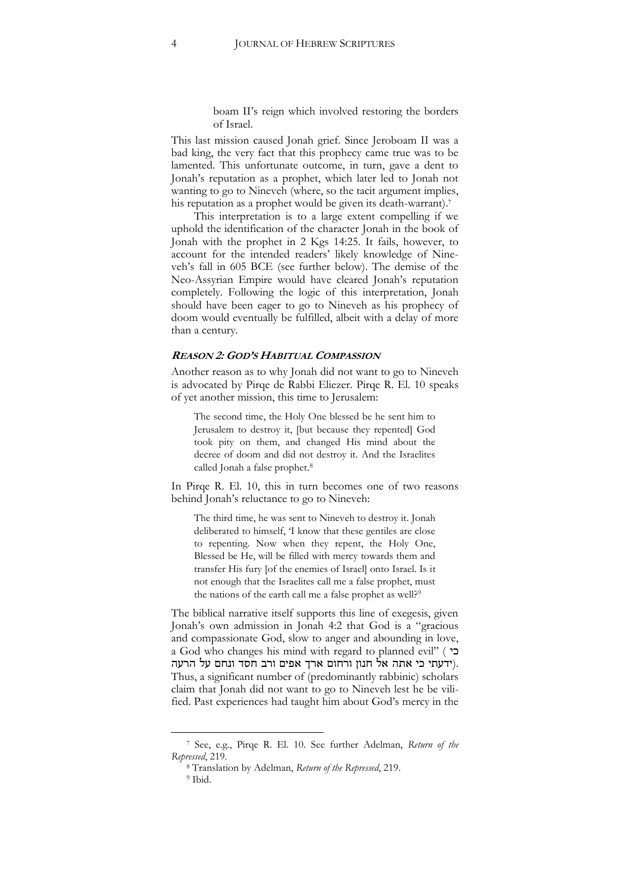> boam II's reign which involved restoring the borders of Israel.

This last mission caused Jonah grief. Since Jeroboam II was a bad king, the very fact that this prophecy came true was to be lamented. This unfortunate outcome, in turn, gave a dent to Jonah's reputation as a prophet, which later led to Jonah not wanting to go to Nineveh (where, so the tacit argument implies, his reputation as a prophet would be given its death-warrant).[7]

This interpretation is to a large extent compelling if we uphold the identification of the character Jonah in the book of Jonah with the prophet in 2 Kgs 14:25. It fails, however, to account for the intended readers' likely knowledge of Nineveh's fall in 605 BCE (see further below). The demise of the Neo-Assyrian Empire would have cleared Jonah's reputation completely. Following the logic of this interpretation, Jonah should have been eager to go to Nineveh as his prophecy of doom would eventually be fulfilled, albeit with a delay of more than a century.

### *Reason 2: God's Habitual Compassion*

Another reason as to why Jonah did not want to go to Nineveh is advocated by Pirqe de Rabbi Eliezer. Pirqe R. El. 10 speaks of yet another mission, this time to Jerusalem:

> The second time, the Holy One blessed be he sent him to Jerusalem to destroy it, [but because they repented] God took pity on them, and changed His mind about the decree of doom and did not destroy it. And the Israelites called Jonah a false prophet.[8]

In Pirqe R. El. 10, this in turn becomes one of two reasons behind Jonah's reluctance to go to Nineveh:

> The third time, he was sent to Nineveh to destroy it. Jonah deliberated to himself, 'I know that these gentiles are close to repenting. Now when they repent, the Holy One, Blessed be He, will be filled with mercy towards them and transfer His fury [of the enemies of Israel] onto Israel. Is it not enough that the Israelites call me a false prophet, must the nations of the earth call me a false prophet as well?[9]

The biblical narrative itself supports this line of exegesis, given Jonah's own admission in Jonah 4:2 that God is a "gracious and compassionate God, slow to anger and abounding in love, a God who changes his mind with regard to planned evil" (כי ידעתי כי אתה אל חנון ורחום ארך אפים ורב חסד ונחם על הרעה). Thus, a significant number of (predominantly rabbinic) scholars claim that Jonah did not want to go to Nineveh lest he be vilified. Past experiences had taught him about God's mercy in the

---

[7] See, e.g., Pirqe R. El. 10. See further Adelman, *Return of the Repressed*, 219.

[8] Translation by Adelman, *Return of the Repressed*, 219.

[9] Ibid.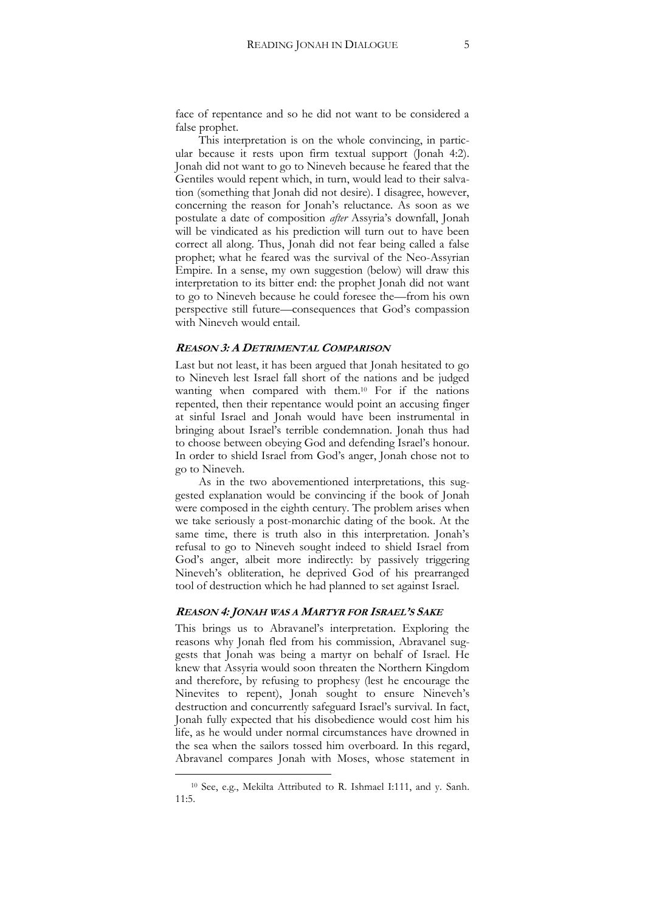face of repentance and so he did not want to be considered a false prophet.

This interpretation is on the whole convincing, in particular because it rests upon firm textual support (Jonah 4:2). Jonah did not want to go to Nineveh because he feared that the Gentiles would repent which, in turn, would lead to their salvation (something that Jonah did not desire). I disagree, however, concerning the reason for Jonah's reluctance. As soon as we postulate a date of composition *after* Assyria's downfall, Jonah will be vindicated as his prediction will turn out to have been correct all along. Thus, Jonah did not fear being called a false prophet; what he feared was the survival of the Neo-Assyrian Empire. In a sense, my own suggestion (below) will draw this interpretation to its bitter end: the prophet Jonah did not want to go to Nineveh because he could foresee the—from his own perspective still future—consequences that God's compassion with Nineveh would entail.

### *Reason 3: A Detrimental Comparison*

Last but not least, it has been argued that Jonah hesitated to go to Nineveh lest Israel fall short of the nations and be judged wanting when compared with them.[10] For if the nations repented, then their repentance would point an accusing finger at sinful Israel and Jonah would have been instrumental in bringing about Israel's terrible condemnation. Jonah thus had to choose between obeying God and defending Israel's honour. In order to shield Israel from God's anger, Jonah chose not to go to Nineveh.

As in the two abovementioned interpretations, this suggested explanation would be convincing if the book of Jonah were composed in the eighth century. The problem arises when we take seriously a post-monarchic dating of the book. At the same time, there is truth also in this interpretation. Jonah's refusal to go to Nineveh sought indeed to shield Israel from God's anger, albeit more indirectly: by passively triggering Nineveh's obliteration, he deprived God of his prearranged tool of destruction which he had planned to set against Israel.

### *Reason 4: Jonah was a Martyr for Israel's Sake*

This brings us to Abravanel's interpretation. Exploring the reasons why Jonah fled from his commission, Abravanel suggests that Jonah was being a martyr on behalf of Israel. He knew that Assyria would soon threaten the Northern Kingdom and therefore, by refusing to prophesy (lest he encourage the Ninevites to repent), Jonah sought to ensure Nineveh's destruction and concurrently safeguard Israel's survival. In fact, Jonah fully expected that his disobedience would cost him his life, as he would under normal circumstances have drowned in the sea when the sailors tossed him overboard. In this regard, Abravanel compares Jonah with Moses, whose statement in

---

[10] See, e.g., Mekilta Attributed to R. Ishmael I:111, and y. Sanh. 11:5.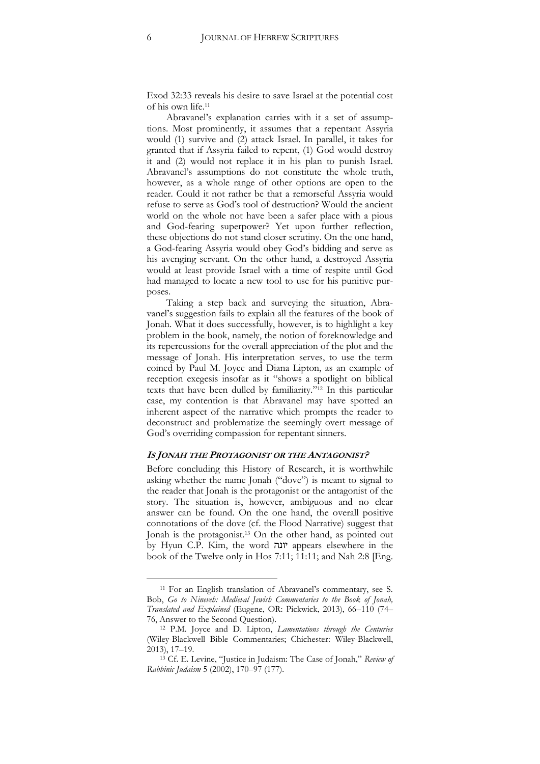Exod 32:33 reveals his desire to save Israel at the potential cost of his own life.[11]

Abravanel's explanation carries with it a set of assumptions. Most prominently, it assumes that a repentant Assyria would (1) survive and (2) attack Israel. In parallel, it takes for granted that if Assyria failed to repent, (1) God would destroy it and (2) would not replace it in his plan to punish Israel. Abravanel's assumptions do not constitute the whole truth, however, as a whole range of other options are open to the reader. Could it not rather be that a remorseful Assyria would refuse to serve as God's tool of destruction? Would the ancient world on the whole not have been a safer place with a pious and God-fearing superpower? Yet upon further reflection, these objections do not stand closer scrutiny. On the one hand, a God-fearing Assyria would obey God's bidding and serve as his avenging servant. On the other hand, a destroyed Assyria would at least provide Israel with a time of respite until God had managed to locate a new tool to use for his punitive purposes.

Taking a step back and surveying the situation, Abravanel's suggestion fails to explain all the features of the book of Jonah. What it does successfully, however, is to highlight a key problem in the book, namely, the notion of foreknowledge and its repercussions for the overall appreciation of the plot and the message of Jonah. His interpretation serves, to use the term coined by Paul M. Joyce and Diana Lipton, as an example of reception exegesis insofar as it "shows a spotlight on biblical texts that have been dulled by familiarity."[12] In this particular case, my contention is that Abravanel may have spotted an inherent aspect of the narrative which prompts the reader to deconstruct and problematize the seemingly overt message of God's overriding compassion for repentant sinners.

### *Is Jonah the Protagonist or the Antagonist?*

Before concluding this History of Research, it is worthwhile asking whether the name Jonah ("dove") is meant to signal to the reader that Jonah is the protagonist or the antagonist of the story. The situation is, however, ambiguous and no clear answer can be found. On the one hand, the overall positive connotations of the dove (cf. the Flood Narrative) suggest that Jonah is the protagonist.[13] On the other hand, as pointed out by Hyun C.P. Kim, the word יונה appears elsewhere in the book of the Twelve only in Hos 7:11; 11:11; and Nah 2:8 [Eng.

---

[11] For an English translation of Abravanel's commentary, see S. Bob, *Go to Nineveh: Medieval Jewish Commentaries to the Book of Jonah, Translated and Explained* (Eugene, OR: Pickwick, 2013), 66–110 (74–76, Answer to the Second Question).

[12] P.M. Joyce and D. Lipton, *Lamentations through the Centuries* (Wiley-Blackwell Bible Commentaries; Chichester: Wiley-Blackwell, 2013), 17–19.

[13] Cf. E. Levine, "Justice in Judaism: The Case of Jonah," *Review of Rabbinic Judaism* 5 (2002), 170–97 (177).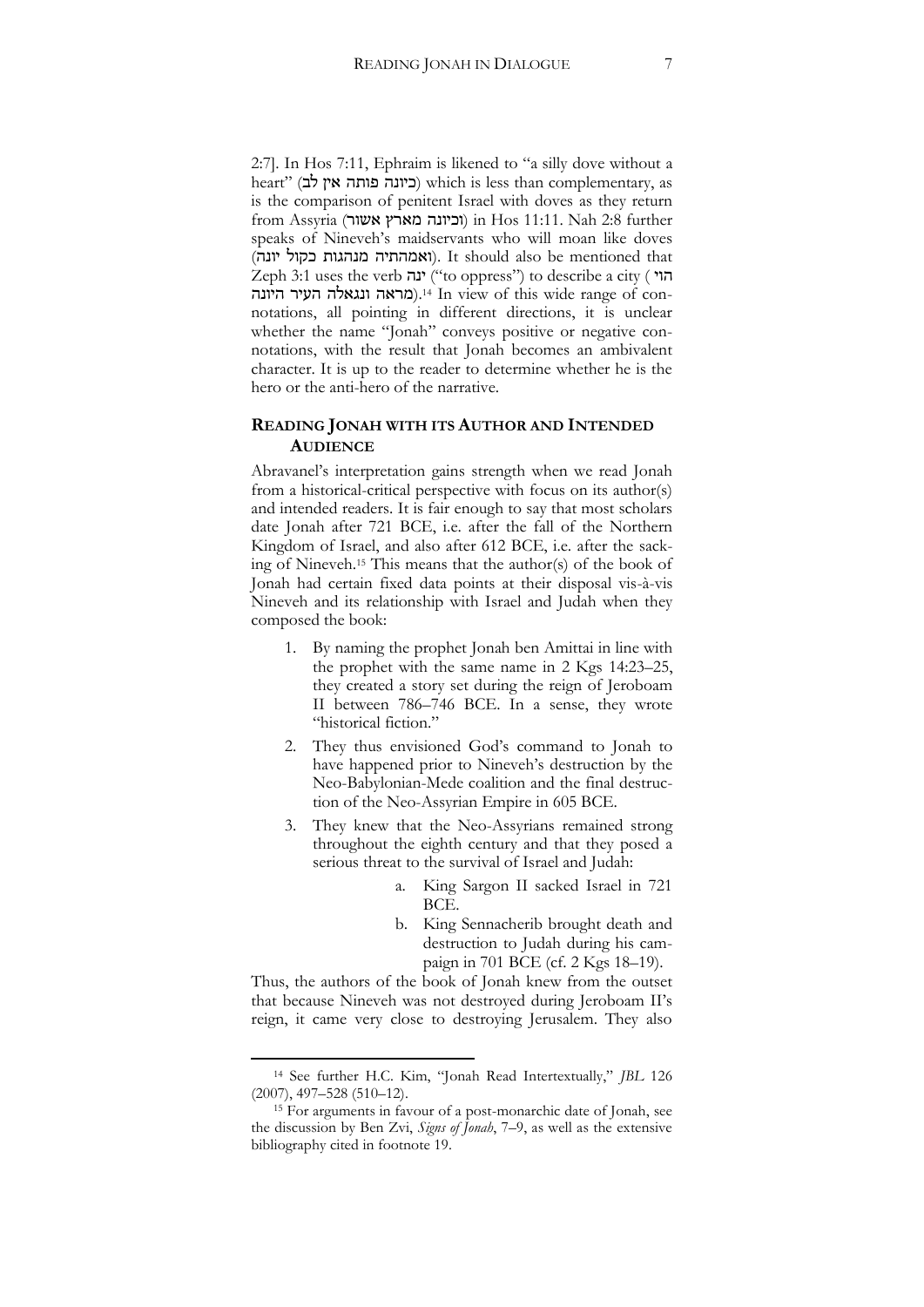2:7]. In Hos 7:11, Ephraim is likened to "a silly dove without a heart" (כיונה פותה אין לב) which is less than complementary, as is the comparison of penitent Israel with doves as they return from Assyria (וכיונה מארץ אשור) in Hos 11:11. Nah 2:8 further speaks of Nineveh's maidservants who will moan like doves (ואמהתיה מנהגות כקול יונה). It should also be mentioned that Zeph 3:1 uses the verb ינה ("to oppress") to describe a city (הוי מראה ונגאלה העיר היונה).[14] In view of this wide range of connotations, all pointing in different directions, it is unclear whether the name "Jonah" conveys positive or negative connotations, with the result that Jonah becomes an ambivalent character. It is up to the reader to determine whether he is the hero or the anti-hero of the narrative.

## READING JONAH WITH ITS AUTHOR AND INTENDED AUDIENCE

Abravanel's interpretation gains strength when we read Jonah from a historical-critical perspective with focus on its author(s) and intended readers. It is fair enough to say that most scholars date Jonah after 721 BCE, i.e. after the fall of the Northern Kingdom of Israel, and also after 612 BCE, i.e. after the sacking of Nineveh.[15] This means that the author(s) of the book of Jonah had certain fixed data points at their disposal vis-à-vis Nineveh and its relationship with Israel and Judah when they composed the book:

1. By naming the prophet Jonah ben Amittai in line with the prophet with the same name in 2 Kgs 14:23–25, they created a story set during the reign of Jeroboam II between 786–746 BCE. In a sense, they wrote "historical fiction."
2. They thus envisioned God's command to Jonah to have happened prior to Nineveh's destruction by the Neo-Babylonian-Mede coalition and the final destruction of the Neo-Assyrian Empire in 605 BCE.
3. They knew that the Neo-Assyrians remained strong throughout the eighth century and that they posed a serious threat to the survival of Israel and Judah:
    a. King Sargon II sacked Israel in 721 BCE.
    b. King Sennacherib brought death and destruction to Judah during his campaign in 701 BCE (cf. 2 Kgs 18–19).

Thus, the authors of the book of Jonah knew from the outset that because Nineveh was not destroyed during Jeroboam II's reign, it came very close to destroying Jerusalem. They also

---

[14] See further H.C. Kim, "Jonah Read Intertextually," *JBL* 126 (2007), 497–528 (510–12).

[15] For arguments in favour of a post-monarchic date of Jonah, see the discussion by Ben Zvi, *Signs of Jonah*, 7–9, as well as the extensive bibliography cited in footnote 19.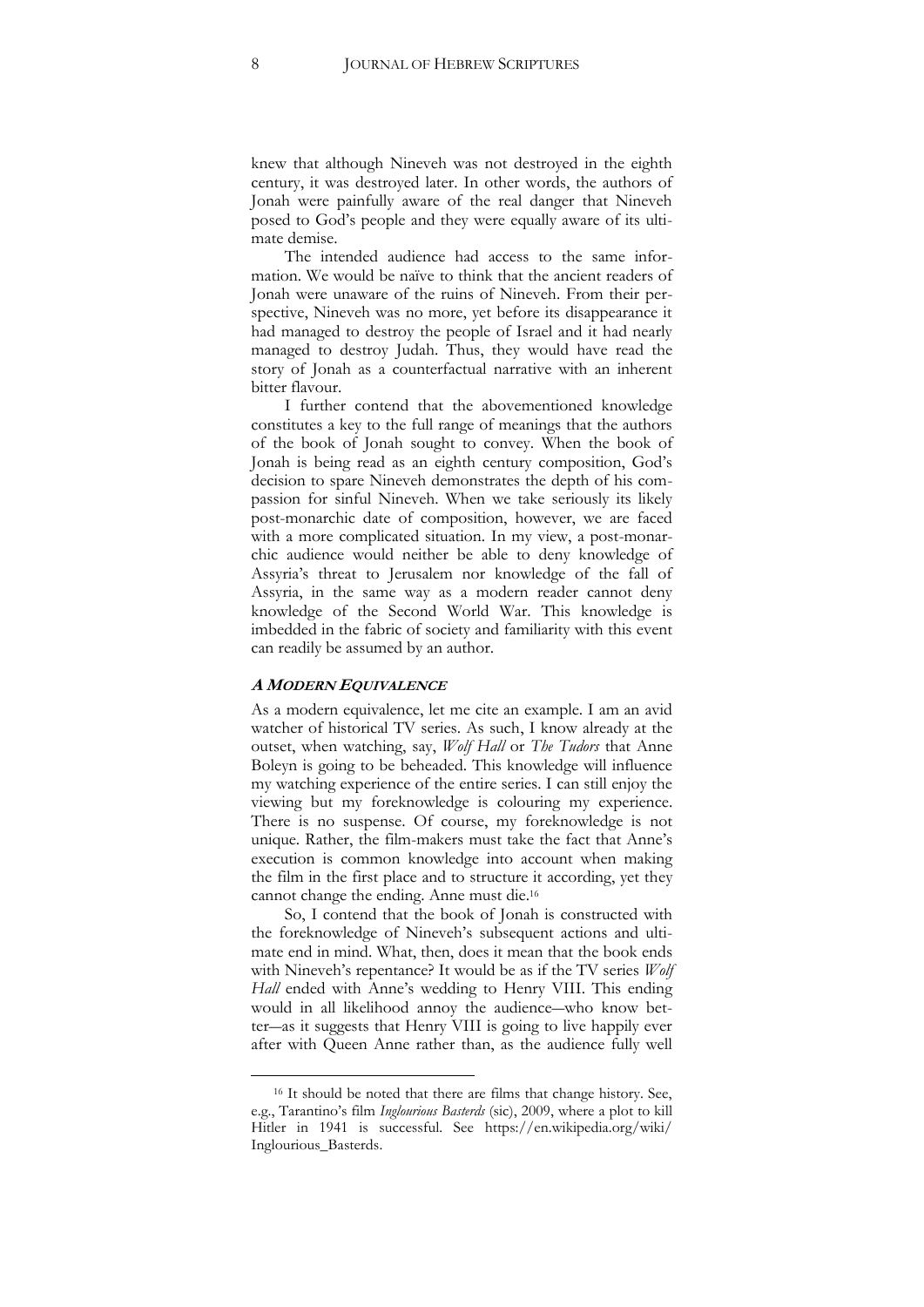knew that although Nineveh was not destroyed in the eighth century, it was destroyed later. In other words, the authors of Jonah were painfully aware of the real danger that Nineveh posed to God's people and they were equally aware of its ultimate demise.

The intended audience had access to the same information. We would be naïve to think that the ancient readers of Jonah were unaware of the ruins of Nineveh. From their perspective, Nineveh was no more, yet before its disappearance it had managed to destroy the people of Israel and it had nearly managed to destroy Judah. Thus, they would have read the story of Jonah as a counterfactual narrative with an inherent bitter flavour.

I further contend that the abovementioned knowledge constitutes a key to the full range of meanings that the authors of the book of Jonah sought to convey. When the book of Jonah is being read as an eighth century composition, God's decision to spare Nineveh demonstrates the depth of his compassion for sinful Nineveh. When we take seriously its likely post-monarchic date of composition, however, we are faced with a more complicated situation. In my view, a post-monarchic audience would neither be able to deny knowledge of Assyria's threat to Jerusalem nor knowledge of the fall of Assyria, in the same way as a modern reader cannot deny knowledge of the Second World War. This knowledge is imbedded in the fabric of society and familiarity with this event can readily be assumed by an author.

### *A Modern Equivalence*

As a modern equivalence, let me cite an example. I am an avid watcher of historical TV series. As such, I know already at the outset, when watching, say, *Wolf Hall* or *The Tudors* that Anne Boleyn is going to be beheaded. This knowledge will influence my watching experience of the entire series. I can still enjoy the viewing but my foreknowledge is colouring my experience. There is no suspense. Of course, my foreknowledge is not unique. Rather, the film-makers must take the fact that Anne's execution is common knowledge into account when making the film in the first place and to structure it according, yet they cannot change the ending. Anne must die.[16]

So, I contend that the book of Jonah is constructed with the foreknowledge of Nineveh's subsequent actions and ultimate end in mind. What, then, does it mean that the book ends with Nineveh's repentance? It would be as if the TV series *Wolf Hall* ended with Anne's wedding to Henry VIII. This ending would in all likelihood annoy the audience—who know better—as it suggests that Henry VIII is going to live happily ever after with Queen Anne rather than, as the audience fully well

---

[16] It should be noted that there are films that change history. See, e.g., Tarantino's film *Inglourious Basterds* (sic), 2009, where a plot to kill Hitler in 1941 is successful. See https://en.wikipedia.org/wiki/Inglourious_Basterds.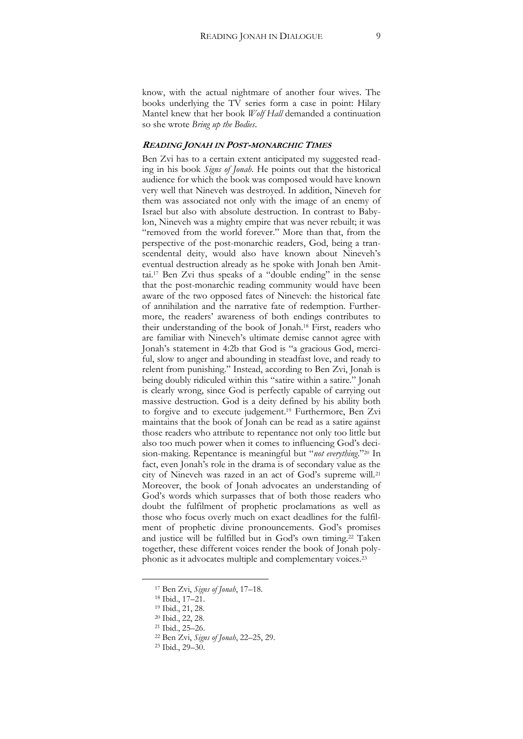know, with the actual nightmare of another four wives. The books underlying the TV series form a case in point: Hilary Mantel knew that her book *Wolf Hall* demanded a continuation so she wrote *Bring up the Bodies*.

### *Reading Jonah in Post-monarchic Times*

Ben Zvi has to a certain extent anticipated my suggested reading in his book *Signs of Jonah*. He points out that the historical audience for which the book was composed would have known very well that Nineveh was destroyed. In addition, Nineveh for them was associated not only with the image of an enemy of Israel but also with absolute destruction. In contrast to Babylon, Nineveh was a mighty empire that was never rebuilt; it was "removed from the world forever." More than that, from the perspective of the post-monarchic readers, God, being a transcendental deity, would also have known about Nineveh's eventual destruction already as he spoke with Jonah ben Amittai.[17] Ben Zvi thus speaks of a "double ending" in the sense that the post-monarchic reading community would have been aware of the two opposed fates of Nineveh: the historical fate of annihilation and the narrative fate of redemption. Furthermore, the readers' awareness of both endings contributes to their understanding of the book of Jonah.[18] First, readers who are familiar with Nineveh's ultimate demise cannot agree with Jonah's statement in 4:2b that God is "a gracious God, merciful, slow to anger and abounding in steadfast love, and ready to relent from punishing." Instead, according to Ben Zvi, Jonah is being doubly ridiculed within this "satire within a satire." Jonah is clearly wrong, since God is perfectly capable of carrying out massive destruction. God is a deity defined by his ability both to forgive and to execute judgement.[19] Furthermore, Ben Zvi maintains that the book of Jonah can be read as a satire against those readers who attribute to repentance not only too little but also too much power when it comes to influencing God's decision-making. Repentance is meaningful but "*not everything*."[20] In fact, even Jonah's role in the drama is of secondary value as the city of Nineveh was razed in an act of God's supreme will.[21] Moreover, the book of Jonah advocates an understanding of God's words which surpasses that of both those readers who doubt the fulfilment of prophetic proclamations as well as those who focus overly much on exact deadlines for the fulfilment of prophetic divine pronouncements. God's promises and justice will be fulfilled but in God's own timing.[22] Taken together, these different voices render the book of Jonah polyphonic as it advocates multiple and complementary voices.[23]

---

[17] Ben Zvi, *Signs of Jonah*, 17–18.

[18] Ibid., 17–21.

[19] Ibid., 21, 28.

[20] Ibid., 22, 28.

[21] Ibid., 25–26.

[22] Ben Zvi, *Signs of Jonah*, 22–25, 29.

[23] Ibid., 29–30.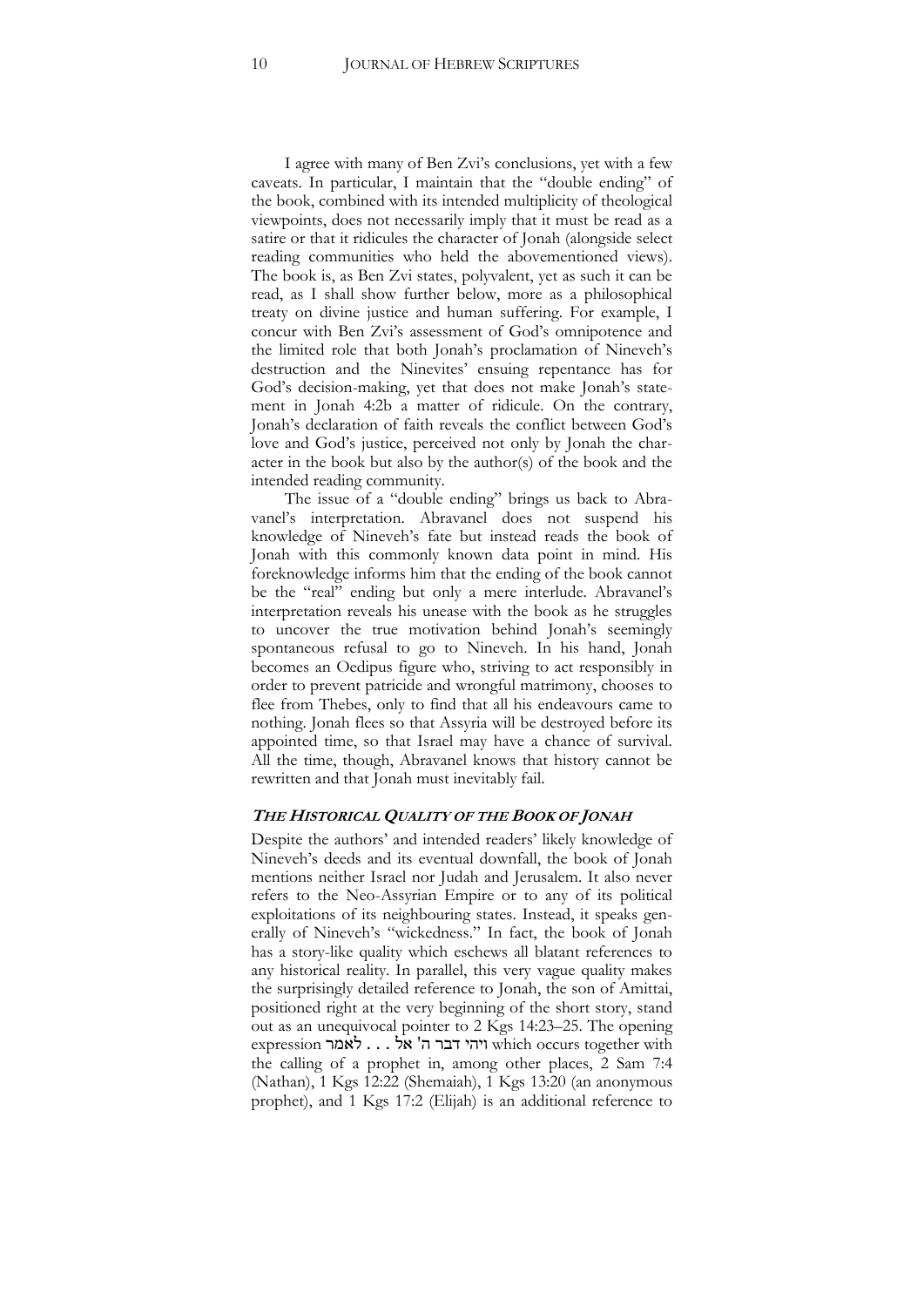I agree with many of Ben Zvi's conclusions, yet with a few caveats. In particular, I maintain that the "double ending" of the book, combined with its intended multiplicity of theological viewpoints, does not necessarily imply that it must be read as a satire or that it ridicules the character of Jonah (alongside select reading communities who held the abovementioned views). The book is, as Ben Zvi states, polyvalent, yet as such it can be read, as I shall show further below, more as a philosophical treaty on divine justice and human suffering. For example, I concur with Ben Zvi's assessment of God's omnipotence and the limited role that both Jonah's proclamation of Nineveh's destruction and the Ninevites' ensuing repentance has for God's decision-making, yet that does not make Jonah's statement in Jonah 4:2b a matter of ridicule. On the contrary, Jonah's declaration of faith reveals the conflict between God's love and God's justice, perceived not only by Jonah the character in the book but also by the author(s) of the book and the intended reading community.

The issue of a "double ending" brings us back to Abravanel's interpretation. Abravanel does not suspend his knowledge of Nineveh's fate but instead reads the book of Jonah with this commonly known data point in mind. His foreknowledge informs him that the ending of the book cannot be the "real" ending but only a mere interlude. Abravanel's interpretation reveals his unease with the book as he struggles to uncover the true motivation behind Jonah's seemingly spontaneous refusal to go to Nineveh. In his hand, Jonah becomes an Oedipus figure who, striving to act responsibly in order to prevent patricide and wrongful matrimony, chooses to flee from Thebes, only to find that all his endeavours came to nothing. Jonah flees so that Assyria will be destroyed before its appointed time, so that Israel may have a chance of survival. All the time, though, Abravanel knows that history cannot be rewritten and that Jonah must inevitably fail.

## *The Historical Quality of the Book of Jonah*

Despite the authors' and intended readers' likely knowledge of Nineveh's deeds and its eventual downfall, the book of Jonah mentions neither Israel nor Judah and Jerusalem. It also never refers to the Neo-Assyrian Empire or to any of its political exploitations of its neighbouring states. Instead, it speaks generally of Nineveh's "wickedness." In fact, the book of Jonah has a story-like quality which eschews all blatant references to any historical reality. In parallel, this very vague quality makes the surprisingly detailed reference to Jonah, the son of Amittai, positioned right at the very beginning of the short story, stand out as an unequivocal pointer to 2 Kgs 14:23–25. The opening expression ויהי דבר ה' אל . . . לאמר which occurs together with the calling of a prophet in, among other places, 2 Sam 7:4 (Nathan), 1 Kgs 12:22 (Shemaiah), 1 Kgs 13:20 (an anonymous prophet), and 1 Kgs 17:2 (Elijah) is an additional reference to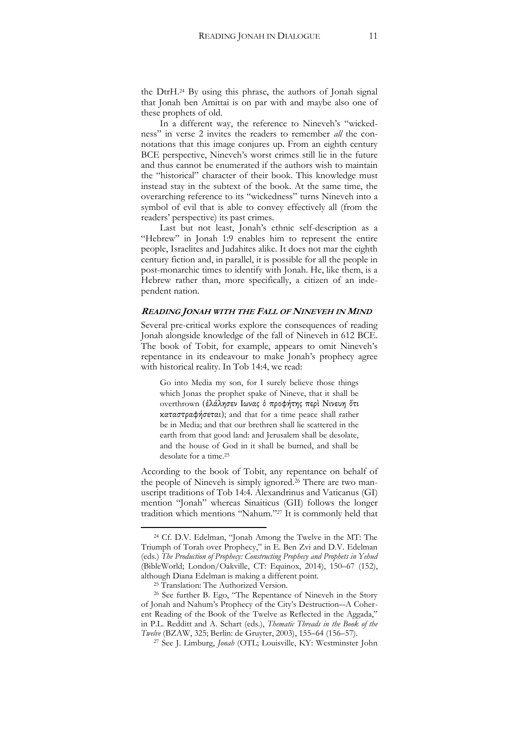the DtrH.[24] By using this phrase, the authors of Jonah signal that Jonah ben Amittai is on par with and maybe also one of these prophets of old.

In a different way, the reference to Nineveh's "wickedness" in verse 2 invites the readers to remember *all* the connotations that this image conjures up. From an eighth century BCE perspective, Nineveh's worst crimes still lie in the future and thus cannot be enumerated if the authors wish to maintain the "historical" character of their book. This knowledge must instead stay in the subtext of the book. At the same time, the overarching reference to its "wickedness" turns Nineveh into a symbol of evil that is able to convey effectively all (from the readers' perspective) its past crimes.

Last but not least, Jonah's ethnic self-description as a "Hebrew" in Jonah 1:9 enables him to represent the entire people, Israelites and Judahites alike. It does not mar the eighth century fiction and, in parallel, it is possible for all the people in post-monarchic times to identify with Jonah. He, like them, is a Hebrew rather than, more specifically, a citizen of an independent nation.

## *Reading Jonah with the Fall of Nineveh in Mind*

Several pre-critical works explore the consequences of reading Jonah alongside knowledge of the fall of Nineveh in 612 BCE. The book of Tobit, for example, appears to omit Nineveh's repentance in its endeavour to make Jonah's prophecy agree with historical reality. In Tob 14:4, we read:

> Go into Media my son, for I surely believe those things which Jonas the prophet spake of Nineve, that it shall be overthrown (ἐλάλησεν Ιωνας ὁ προφήτης περὶ Νινευη ὅτι καταστραφήσεται); and that for a time peace shall rather be in Media; and that our brethren shall lie scattered in the earth from that good land: and Jerusalem shall be desolate, and the house of God in it shall be burned, and shall be desolate for a time.[25]

According to the book of Tobit, any repentance on behalf of the people of Nineveh is simply ignored.[26] There are two manuscript traditions of Tob 14:4. Alexandrinus and Vaticanus (GI) mention "Jonah" whereas Sinaiticus (GII) follows the longer tradition which mentions "Nahum."[27] It is commonly held that

---

[24] Cf. D.V. Edelman, "Jonah Among the Twelve in the MT: The Triumph of Torah over Prophecy," in E. Ben Zvi and D.V. Edelman (eds.) *The Production of Prophecy: Constructing Prophecy and Prophets in Yehud* (BibleWorld; London/Oakville, CT: Equinox, 2014), 150–67 (152), although Diana Edelman is making a different point.

[25] Translation: The Authorized Version.

[26] See further B. Ego, "The Repentance of Nineveh in the Story of Jonah and Nahum's Prophecy of the City's Destruction—A Coherent Reading of the Book of the Twelve as Reflected in the Aggada," in P.L. Redditt and A. Schart (eds.), *Thematic Threads in the Book of the Twelve* (BZAW, 325; Berlin: de Gruyter, 2003), 155–64 (156–57).

[27] See J. Limburg, *Jonah* (OTL; Louisville, KY: Westminster John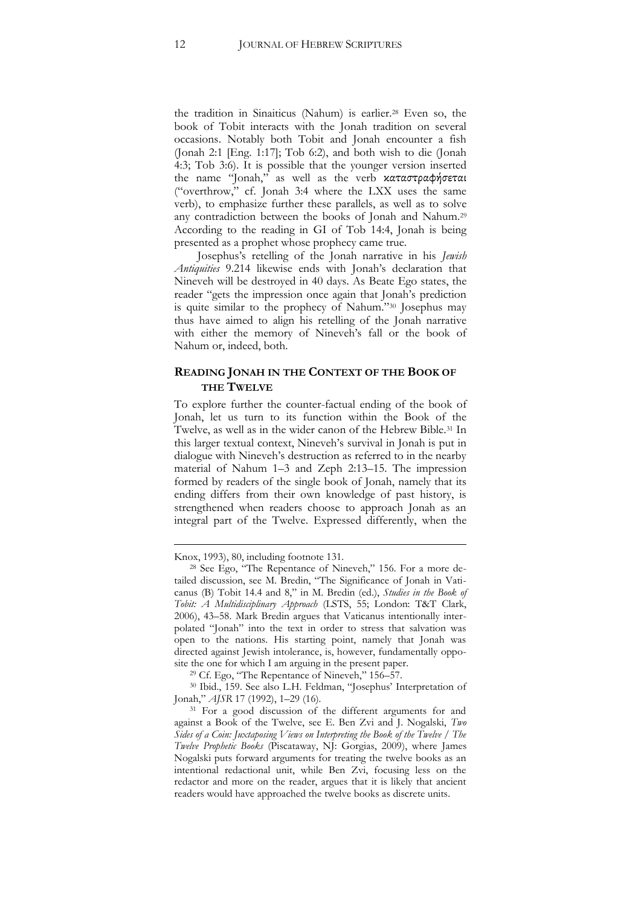the tradition in Sinaiticus (Nahum) is earlier.[28] Even so, the book of Tobit interacts with the Jonah tradition on several occasions. Notably both Tobit and Jonah encounter a fish (Jonah 2:1 [Eng. 1:17]; Tob 6:2), and both wish to die (Jonah 4:3; Tob 3:6). It is possible that the younger version inserted the name "Jonah," as well as the verb καταστραφήσεται ("overthrow," cf. Jonah 3:4 where the LXX uses the same verb), to emphasize further these parallels, as well as to solve any contradiction between the books of Jonah and Nahum.[29] According to the reading in GI of Tob 14:4, Jonah is being presented as a prophet whose prophecy came true.

Josephus's retelling of the Jonah narrative in his *Jewish Antiquities* 9.214 likewise ends with Jonah's declaration that Nineveh will be destroyed in 40 days. As Beate Ego states, the reader "gets the impression once again that Jonah's prediction is quite similar to the prophecy of Nahum."[30] Josephus may thus have aimed to align his retelling of the Jonah narrative with either the memory of Nineveh's fall or the book of Nahum or, indeed, both.

## READING JONAH IN THE CONTEXT OF THE BOOK OF THE TWELVE

To explore further the counter-factual ending of the book of Jonah, let us turn to its function within the Book of the Twelve, as well as in the wider canon of the Hebrew Bible.[31] In this larger textual context, Nineveh's survival in Jonah is put in dialogue with Nineveh's destruction as referred to in the nearby material of Nahum 1–3 and Zeph 2:13–15. The impression formed by readers of the single book of Jonah, namely that its ending differs from their own knowledge of past history, is strengthened when readers choose to approach Jonah as an integral part of the Twelve. Expressed differently, when the

---

Knox, 1993), 80, including footnote 131.

[28] See Ego, "The Repentance of Nineveh," 156. For a more detailed discussion, see M. Bredin, "The Significance of Jonah in Vaticanus (B) Tobit 14.4 and 8," in M. Bredin (ed.), *Studies in the Book of Tobit: A Multidisciplinary Approach* (LSTS, 55; London: T&T Clark, 2006), 43–58. Mark Bredin argues that Vaticanus intentionally interpolated "Jonah" into the text in order to stress that salvation was open to the nations. His starting point, namely that Jonah was directed against Jewish intolerance, is, however, fundamentally opposite the one for which I am arguing in the present paper.

[29] Cf. Ego, "The Repentance of Nineveh," 156–57.

[30] Ibid., 159. See also L.H. Feldman, "Josephus' Interpretation of Jonah," *AJSR* 17 (1992), 1–29 (16).

[31] For a good discussion of the different arguments for and against a Book of the Twelve, see E. Ben Zvi and J. Nogalski, *Two Sides of a Coin: Juxtaposing Views on Interpreting the Book of the Twelve / The Twelve Prophetic Books* (Piscataway, NJ: Gorgias, 2009), where James Nogalski puts forward arguments for treating the twelve books as an intentional redactional unit, while Ben Zvi, focusing less on the redactor and more on the reader, argues that it is likely that ancient readers would have approached the twelve books as discrete units.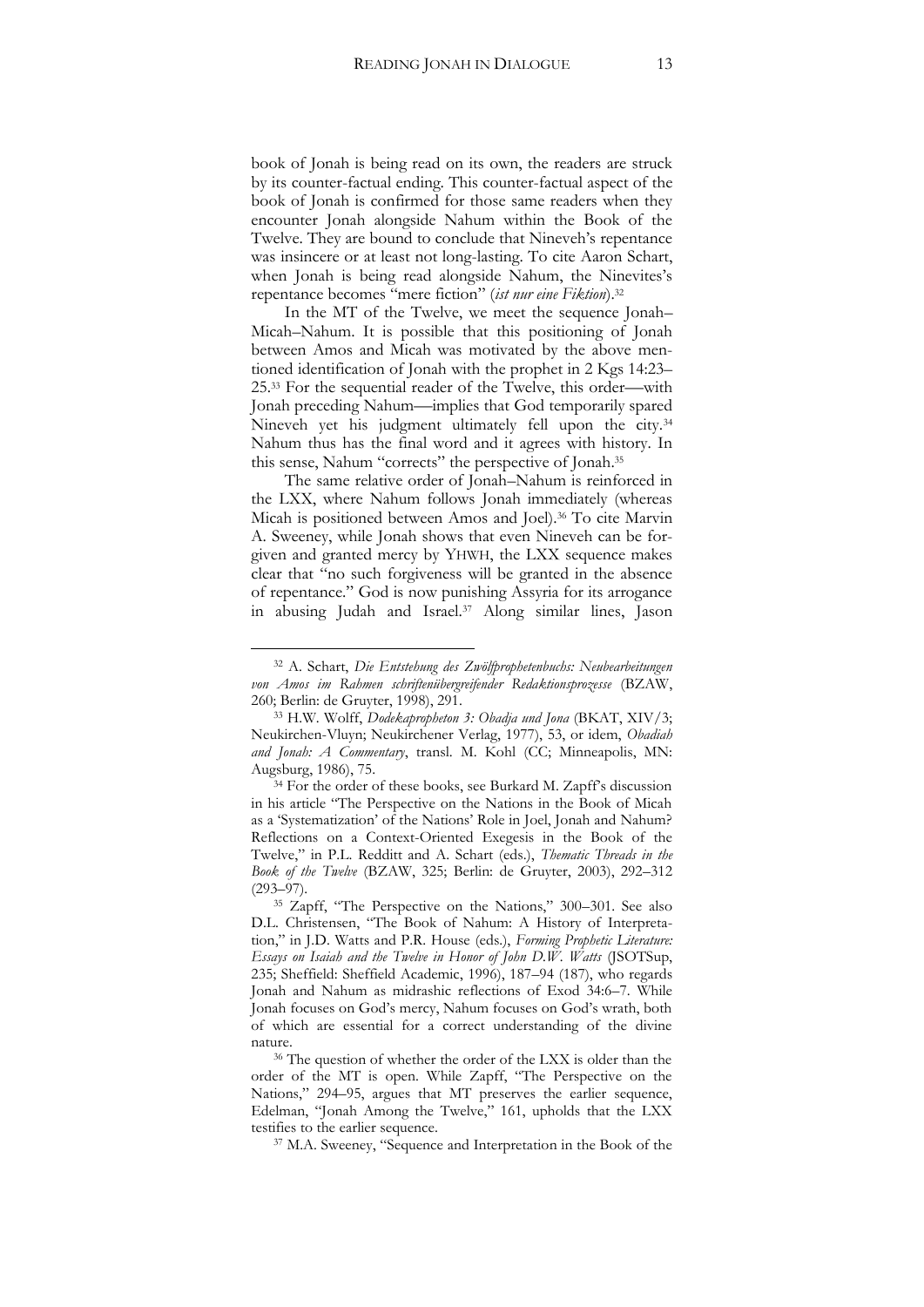book of Jonah is being read on its own, the readers are struck by its counter-factual ending. This counter-factual aspect of the book of Jonah is confirmed for those same readers when they encounter Jonah alongside Nahum within the Book of the Twelve. They are bound to conclude that Nineveh's repentance was insincere or at least not long-lasting. To cite Aaron Schart, when Jonah is being read alongside Nahum, the Ninevites's repentance becomes "mere fiction" (*ist nur eine Fiktion*).[32]

In the MT of the Twelve, we meet the sequence Jonah–Micah–Nahum. It is possible that this positioning of Jonah between Amos and Micah was motivated by the above mentioned identification of Jonah with the prophet in 2 Kgs 14:23–25.[33] For the sequential reader of the Twelve, this order—with Jonah preceding Nahum—implies that God temporarily spared Nineveh yet his judgment ultimately fell upon the city.[34] Nahum thus has the final word and it agrees with history. In this sense, Nahum "corrects" the perspective of Jonah.[35]

The same relative order of Jonah–Nahum is reinforced in the LXX, where Nahum follows Jonah immediately (whereas Micah is positioned between Amos and Joel).[36] To cite Marvin A. Sweeney, while Jonah shows that even Nineveh can be forgiven and granted mercy by YHWH, the LXX sequence makes clear that "no such forgiveness will be granted in the absence of repentance." God is now punishing Assyria for its arrogance in abusing Judah and Israel.[37] Along similar lines, Jason

---

[32] A. Schart, *Die Entstehung des Zwölfprophetenbuchs: Neubearbeitungen von Amos im Rahmen schriftenübergreifender Redaktionsprozesse* (BZAW, 260; Berlin: de Gruyter, 1998), 291.

[33] H.W. Wolff, *Dodekapropheton 3: Obadja und Jona* (BKAT, XIV/3; Neukirchen-Vluyn; Neukirchener Verlag, 1977), 53, or idem, *Obadiah and Jonah: A Commentary*, transl. M. Kohl (CC; Minneapolis, MN: Augsburg, 1986), 75.

[34] For the order of these books, see Burkard M. Zapff's discussion in his article "The Perspective on the Nations in the Book of Micah as a 'Systematization' of the Nations' Role in Joel, Jonah and Nahum? Reflections on a Context-Oriented Exegesis in the Book of the Twelve," in P.L. Redditt and A. Schart (eds.), *Thematic Threads in the Book of the Twelve* (BZAW, 325; Berlin: de Gruyter, 2003), 292–312 (293–97).

[35] Zapff, "The Perspective on the Nations," 300–301. See also D.L. Christensen, "The Book of Nahum: A History of Interpretation," in J.D. Watts and P.R. House (eds.), *Forming Prophetic Literature: Essays on Isaiah and the Twelve in Honor of John D.W. Watts* (JSOTSup, 235; Sheffield: Sheffield Academic, 1996), 187–94 (187), who regards Jonah and Nahum as midrashic reflections of Exod 34:6–7. While Jonah focuses on God's mercy, Nahum focuses on God's wrath, both of which are essential for a correct understanding of the divine nature.

[36] The question of whether the order of the LXX is older than the order of the MT is open. While Zapff, "The Perspective on the Nations," 294–95, argues that MT preserves the earlier sequence, Edelman, "Jonah Among the Twelve," 161, upholds that the LXX testifies to the earlier sequence.

[37] M.A. Sweeney, "Sequence and Interpretation in the Book of the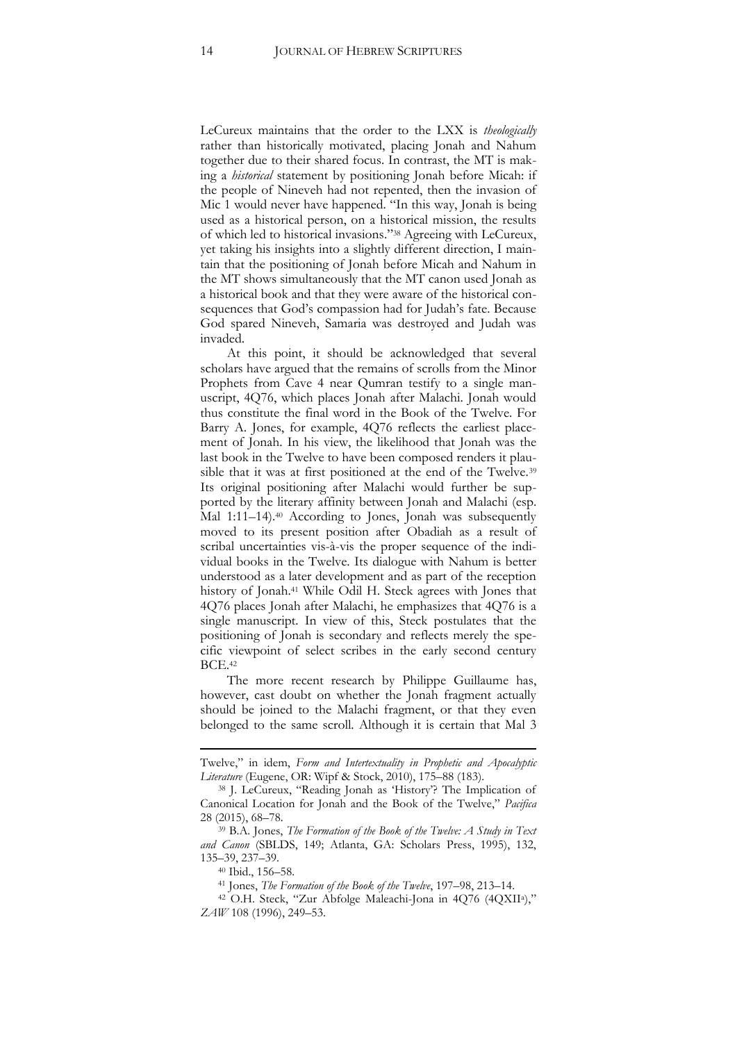LeCureux maintains that the order to the LXX is *theologically* rather than historically motivated, placing Jonah and Nahum together due to their shared focus. In contrast, the MT is making a *historical* statement by positioning Jonah before Micah: if the people of Nineveh had not repented, then the invasion of Mic 1 would never have happened. "In this way, Jonah is being used as a historical person, on a historical mission, the results of which led to historical invasions."[38] Agreeing with LeCureux, yet taking his insights into a slightly different direction, I maintain that the positioning of Jonah before Micah and Nahum in the MT shows simultaneously that the MT canon used Jonah as a historical book and that they were aware of the historical consequences that God's compassion had for Judah's fate. Because God spared Nineveh, Samaria was destroyed and Judah was invaded.

At this point, it should be acknowledged that several scholars have argued that the remains of scrolls from the Minor Prophets from Cave 4 near Qumran testify to a single manuscript, 4Q76, which places Jonah after Malachi. Jonah would thus constitute the final word in the Book of the Twelve. For Barry A. Jones, for example, 4Q76 reflects the earliest placement of Jonah. In his view, the likelihood that Jonah was the last book in the Twelve to have been composed renders it plausible that it was at first positioned at the end of the Twelve.[39] Its original positioning after Malachi would further be supported by the literary affinity between Jonah and Malachi (esp. Mal 1:11–14).[40] According to Jones, Jonah was subsequently moved to its present position after Obadiah as a result of scribal uncertainties vis-à-vis the proper sequence of the individual books in the Twelve. Its dialogue with Nahum is better understood as a later development and as part of the reception history of Jonah.[41] While Odil H. Steck agrees with Jones that 4Q76 places Jonah after Malachi, he emphasizes that 4Q76 is a single manuscript. In view of this, Steck postulates that the positioning of Jonah is secondary and reflects merely the specific viewpoint of select scribes in the early second century BCE.[42]

The more recent research by Philippe Guillaume has, however, cast doubt on whether the Jonah fragment actually should be joined to the Malachi fragment, or that they even belonged to the same scroll. Although it is certain that Mal 3

---

Twelve," in idem, *Form and Intertextuality in Prophetic and Apocalyptic Literature* (Eugene, OR: Wipf & Stock, 2010), 175–88 (183).

[38] J. LeCureux, "Reading Jonah as 'History'? The Implication of Canonical Location for Jonah and the Book of the Twelve," *Pacifica* 28 (2015), 68–78.

[39] B.A. Jones, *The Formation of the Book of the Twelve: A Study in Text and Canon* (SBLDS, 149; Atlanta, GA: Scholars Press, 1995), 132, 135–39, 237–39.

[40] Ibid., 156–58.

[41] Jones, *The Formation of the Book of the Twelve*, 197–98, 213–14.

[42] O.H. Steck, "Zur Abfolge Maleachi-Jona in 4Q76 (4QXII[a])," *ZAW* 108 (1996), 249–53.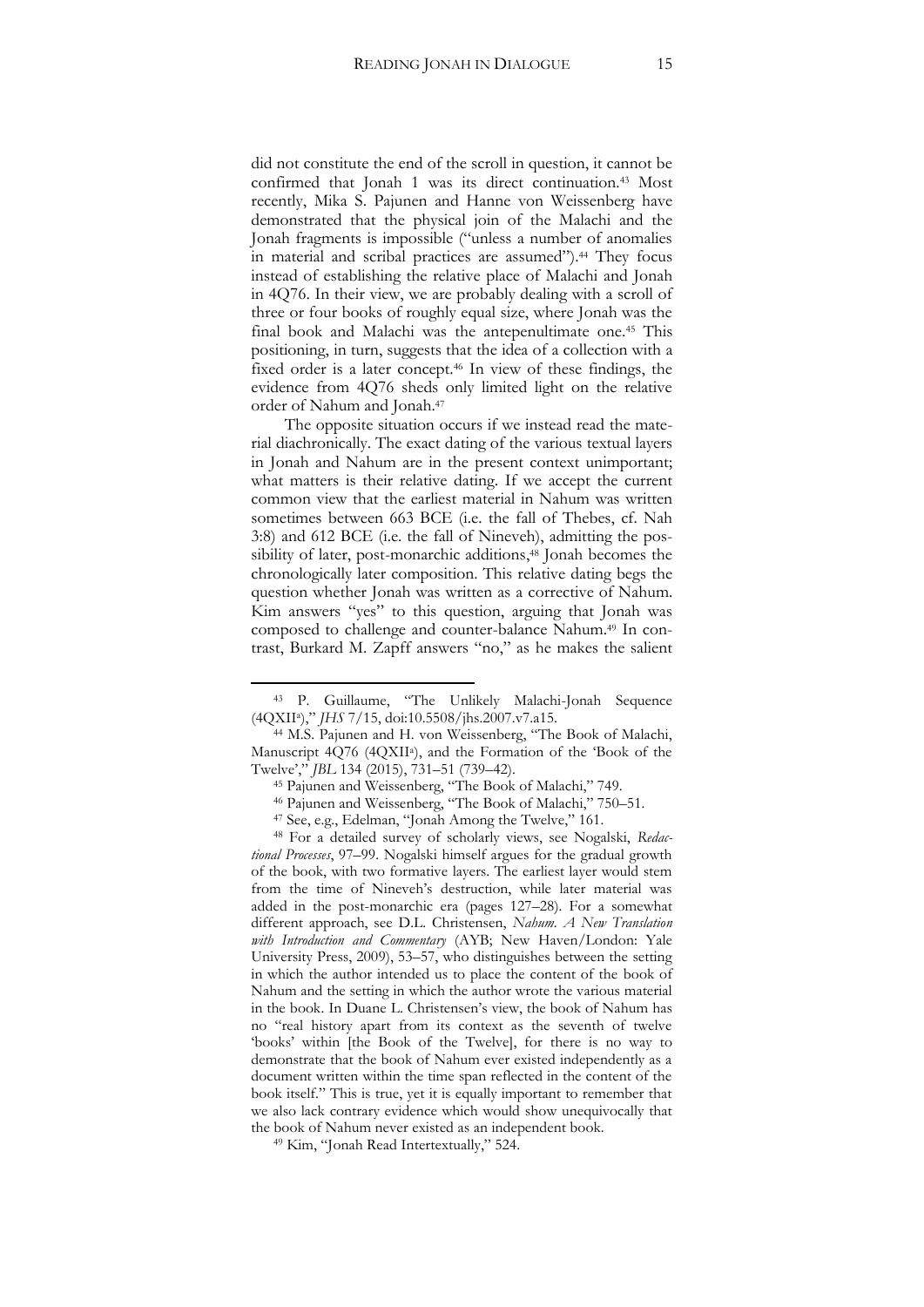did not constitute the end of the scroll in question, it cannot be confirmed that Jonah 1 was its direct continuation.[43] Most recently, Mika S. Pajunen and Hanne von Weissenberg have demonstrated that the physical join of the Malachi and the Jonah fragments is impossible ("unless a number of anomalies in material and scribal practices are assumed").[44] They focus instead of establishing the relative place of Malachi and Jonah in 4Q76. In their view, we are probably dealing with a scroll of three or four books of roughly equal size, where Jonah was the final book and Malachi was the antepenultimate one.[45] This positioning, in turn, suggests that the idea of a collection with a fixed order is a later concept.[46] In view of these findings, the evidence from 4Q76 sheds only limited light on the relative order of Nahum and Jonah.[47]

The opposite situation occurs if we instead read the material diachronically. The exact dating of the various textual layers in Jonah and Nahum are in the present context unimportant; what matters is their relative dating. If we accept the current common view that the earliest material in Nahum was written sometimes between 663 BCE (i.e. the fall of Thebes, cf. Nah 3:8) and 612 BCE (i.e. the fall of Nineveh), admitting the possibility of later, post-monarchic additions,[48] Jonah becomes the chronologically later composition. This relative dating begs the question whether Jonah was written as a corrective of Nahum. Kim answers "yes" to this question, arguing that Jonah was composed to challenge and counter-balance Nahum.[49] In contrast, Burkard M. Zapff answers "no," as he makes the salient

---

[43] P. Guillaume, "The Unlikely Malachi-Jonah Sequence (4QXII[a])," *JHS* 7/15, doi:10.5508/jhs.2007.v7.a15.

[44] M.S. Pajunen and H. von Weissenberg, "The Book of Malachi, Manuscript 4Q76 (4QXII[a]), and the Formation of the 'Book of the Twelve'," *JBL* 134 (2015), 731–51 (739–42).

[45] Pajunen and Weissenberg, "The Book of Malachi," 749.

[46] Pajunen and Weissenberg, "The Book of Malachi," 750–51.

[47] See, e.g., Edelman, "Jonah Among the Twelve," 161.

[48] For a detailed survey of scholarly views, see Nogalski, *Redactional Processes*, 97–99. Nogalski himself argues for the gradual growth of the book, with two formative layers. The earliest layer would stem from the time of Nineveh's destruction, while later material was added in the post-monarchic era (pages 127–28). For a somewhat different approach, see D.L. Christensen, *Nahum. A New Translation with Introduction and Commentary* (AYB; New Haven/London: Yale University Press, 2009), 53–57, who distinguishes between the setting in which the author intended us to place the content of the book of Nahum and the setting in which the author wrote the various material in the book. In Duane L. Christensen's view, the book of Nahum has no "real history apart from its context as the seventh of twelve 'books' within [the Book of the Twelve], for there is no way to demonstrate that the book of Nahum ever existed independently as a document written within the time span reflected in the content of the book itself." This is true, yet it is equally important to remember that we also lack contrary evidence which would show unequivocally that the book of Nahum never existed as an independent book.

[49] Kim, "Jonah Read Intertextually," 524.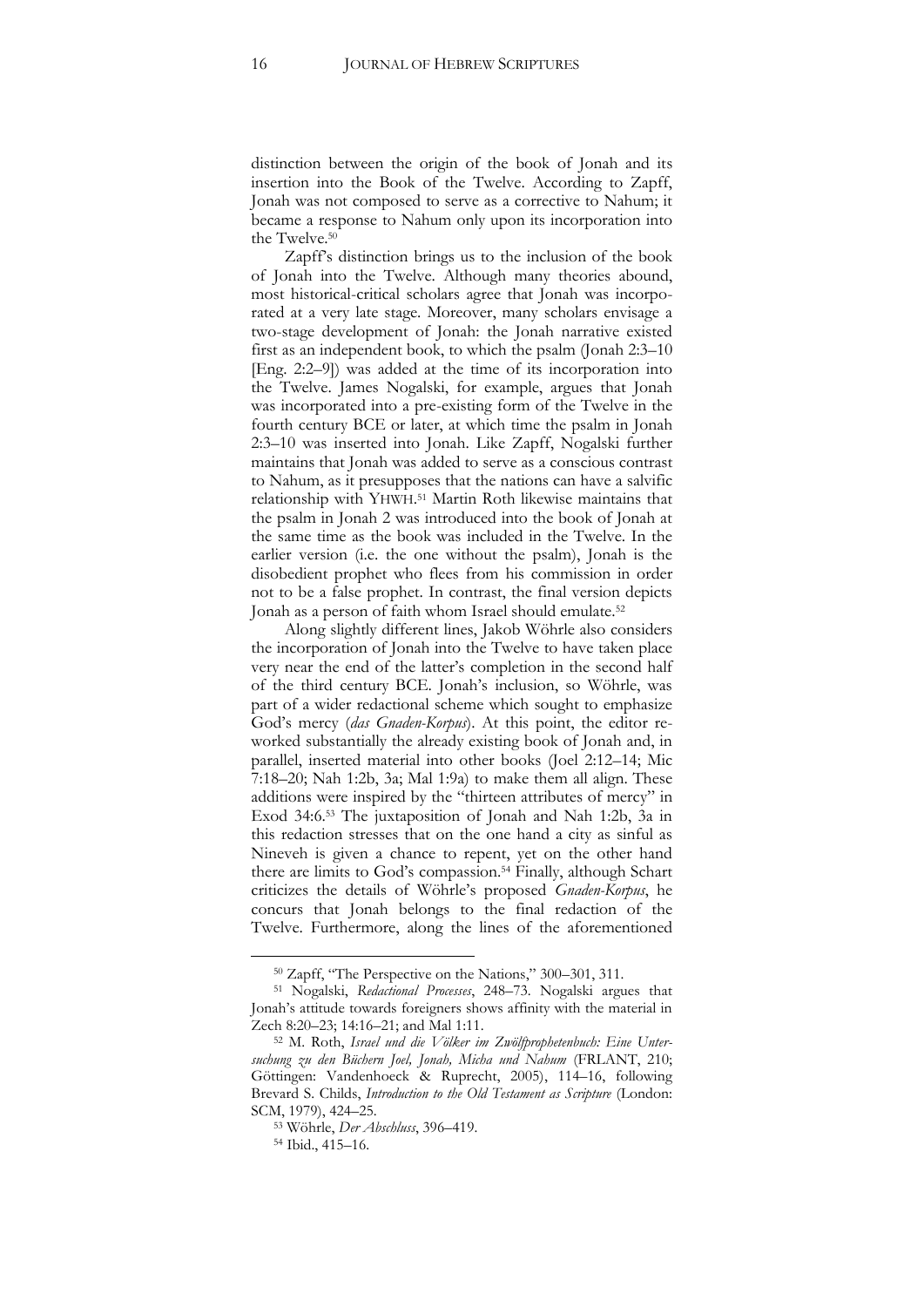distinction between the origin of the book of Jonah and its insertion into the Book of the Twelve. According to Zapff, Jonah was not composed to serve as a corrective to Nahum; it became a response to Nahum only upon its incorporation into the Twelve.[50]

Zapff's distinction brings us to the inclusion of the book of Jonah into the Twelve. Although many theories abound, most historical-critical scholars agree that Jonah was incorporated at a very late stage. Moreover, many scholars envisage a two-stage development of Jonah: the Jonah narrative existed first as an independent book, to which the psalm (Jonah 2:3–10 [Eng. 2:2–9]) was added at the time of its incorporation into the Twelve. James Nogalski, for example, argues that Jonah was incorporated into a pre-existing form of the Twelve in the fourth century BCE or later, at which time the psalm in Jonah 2:3–10 was inserted into Jonah. Like Zapff, Nogalski further maintains that Jonah was added to serve as a conscious contrast to Nahum, as it presupposes that the nations can have a salvific relationship with YHWH.[51] Martin Roth likewise maintains that the psalm in Jonah 2 was introduced into the book of Jonah at the same time as the book was included in the Twelve. In the earlier version (i.e. the one without the psalm), Jonah is the disobedient prophet who flees from his commission in order not to be a false prophet. In contrast, the final version depicts Jonah as a person of faith whom Israel should emulate.[52]

Along slightly different lines, Jakob Wöhrle also considers the incorporation of Jonah into the Twelve to have taken place very near the end of the latter's completion in the second half of the third century BCE. Jonah's inclusion, so Wöhrle, was part of a wider redactional scheme which sought to emphasize God's mercy (*das Gnaden-Korpus*). At this point, the editor reworked substantially the already existing book of Jonah and, in parallel, inserted material into other books (Joel 2:12–14; Mic 7:18–20; Nah 1:2b, 3a; Mal 1:9a) to make them all align. These additions were inspired by the "thirteen attributes of mercy" in Exod 34:6.[53] The juxtaposition of Jonah and Nah 1:2b, 3a in this redaction stresses that on the one hand a city as sinful as Nineveh is given a chance to repent, yet on the other hand there are limits to God's compassion.[54] Finally, although Schart criticizes the details of Wöhrle's proposed *Gnaden-Korpus*, he concurs that Jonah belongs to the final redaction of the Twelve. Furthermore, along the lines of the aforementioned

---

[50] Zapff, "The Perspective on the Nations," 300–301, 311.

[51] Nogalski, *Redactional Processes*, 248–73. Nogalski argues that Jonah's attitude towards foreigners shows affinity with the material in Zech 8:20–23; 14:16–21; and Mal 1:11.

[52] M. Roth, *Israel und die Völker im Zwölfprophetenbuch: Eine Untersuchung zu den Büchern Joel, Jonah, Micha und Nahum* (FRLANT, 210; Göttingen: Vandenhoeck & Ruprecht, 2005), 114–16, following Brevard S. Childs, *Introduction to the Old Testament as Scripture* (London: SCM, 1979), 424–25.

[53] Wöhrle, *Der Abschluss*, 396–419.

[54] Ibid., 415–16.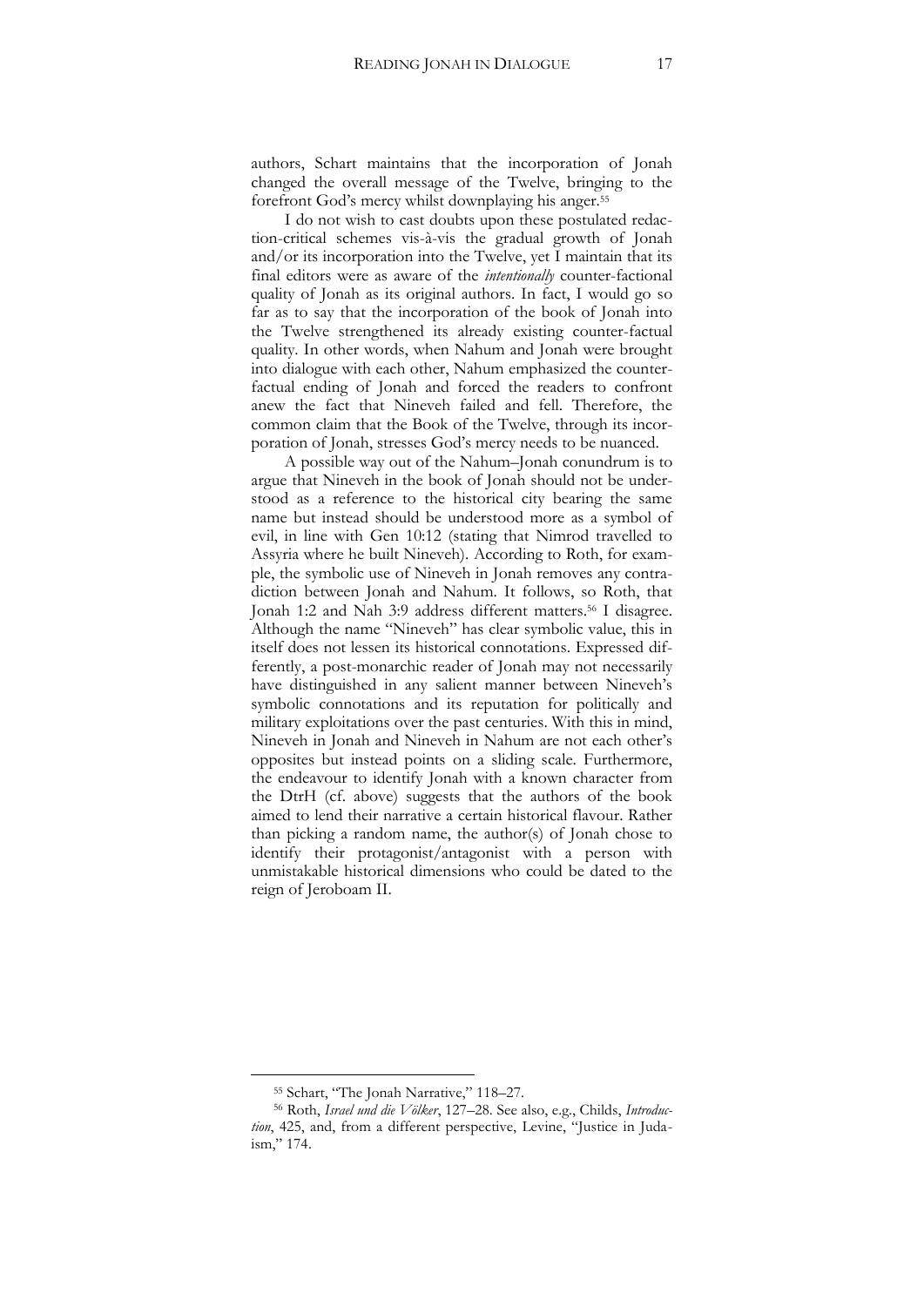authors, Schart maintains that the incorporation of Jonah changed the overall message of the Twelve, bringing to the forefront God's mercy whilst downplaying his anger.[55]

I do not wish to cast doubts upon these postulated redaction-critical schemes vis-à-vis the gradual growth of Jonah and/or its incorporation into the Twelve, yet I maintain that its final editors were as aware of the *intentionally* counter-factional quality of Jonah as its original authors. In fact, I would go so far as to say that the incorporation of the book of Jonah into the Twelve strengthened its already existing counter-factual quality. In other words, when Nahum and Jonah were brought into dialogue with each other, Nahum emphasized the counter-factual ending of Jonah and forced the readers to confront anew the fact that Nineveh failed and fell. Therefore, the common claim that the Book of the Twelve, through its incorporation of Jonah, stresses God's mercy needs to be nuanced.

A possible way out of the Nahum–Jonah conundrum is to argue that Nineveh in the book of Jonah should not be understood as a reference to the historical city bearing the same name but instead should be understood more as a symbol of evil, in line with Gen 10:12 (stating that Nimrod travelled to Assyria where he built Nineveh). According to Roth, for example, the symbolic use of Nineveh in Jonah removes any contradiction between Jonah and Nahum. It follows, so Roth, that Jonah 1:2 and Nah 3:9 address different matters.[56] I disagree. Although the name "Nineveh" has clear symbolic value, this in itself does not lessen its historical connotations. Expressed differently, a post-monarchic reader of Jonah may not necessarily have distinguished in any salient manner between Nineveh's symbolic connotations and its reputation for politically and military exploitations over the past centuries. With this in mind, Nineveh in Jonah and Nineveh in Nahum are not each other's opposites but instead points on a sliding scale. Furthermore, the endeavour to identify Jonah with a known character from the DtrH (cf. above) suggests that the authors of the book aimed to lend their narrative a certain historical flavour. Rather than picking a random name, the author(s) of Jonah chose to identify their protagonist/antagonist with a person with unmistakable historical dimensions who could be dated to the reign of Jeroboam II.

---

[55] Schart, "The Jonah Narrative," 118–27.

[56] Roth, *Israel und die Völker*, 127–28. See also, e.g., Childs, *Introduction*, 425, and, from a different perspective, Levine, "Justice in Judaism," 174.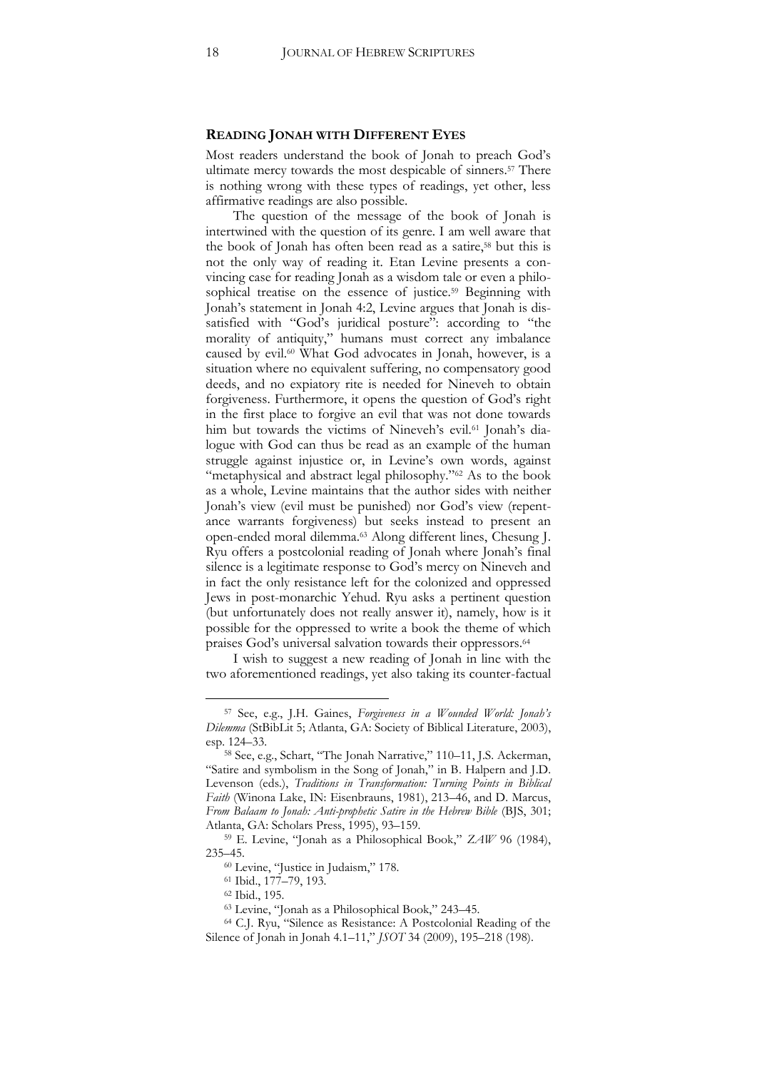## READING JONAH WITH DIFFERENT EYES

Most readers understand the book of Jonah to preach God's ultimate mercy towards the most despicable of sinners.[57] There is nothing wrong with these types of readings, yet other, less affirmative readings are also possible.

The question of the message of the book of Jonah is intertwined with the question of its genre. I am well aware that the book of Jonah has often been read as a satire,[58] but this is not the only way of reading it. Etan Levine presents a convincing case for reading Jonah as a wisdom tale or even a philosophical treatise on the essence of justice.[59] Beginning with Jonah's statement in Jonah 4:2, Levine argues that Jonah is dissatisfied with "God's juridical posture": according to "the morality of antiquity," humans must correct any imbalance caused by evil.[60] What God advocates in Jonah, however, is a situation where no equivalent suffering, no compensatory good deeds, and no expiatory rite is needed for Nineveh to obtain forgiveness. Furthermore, it opens the question of God's right in the first place to forgive an evil that was not done towards him but towards the victims of Nineveh's evil.[61] Jonah's dialogue with God can thus be read as an example of the human struggle against injustice or, in Levine's own words, against "metaphysical and abstract legal philosophy."[62] As to the book as a whole, Levine maintains that the author sides with neither Jonah's view (evil must be punished) nor God's view (repentance warrants forgiveness) but seeks instead to present an open-ended moral dilemma.[63] Along different lines, Chesung J. Ryu offers a postcolonial reading of Jonah where Jonah's final silence is a legitimate response to God's mercy on Nineveh and in fact the only resistance left for the colonized and oppressed Jews in post-monarchic Yehud. Ryu asks a pertinent question (but unfortunately does not really answer it), namely, how is it possible for the oppressed to write a book the theme of which praises God's universal salvation towards their oppressors.[64]

I wish to suggest a new reading of Jonah in line with the two aforementioned readings, yet also taking its counter-factual

---

[57] See, e.g., J.H. Gaines, *Forgiveness in a Wounded World: Jonah's Dilemma* (StBibLit 5; Atlanta, GA: Society of Biblical Literature, 2003), esp. 124–33.

[58] See, e.g., Schart, "The Jonah Narrative," 110–11, J.S. Ackerman, "Satire and symbolism in the Song of Jonah," in B. Halpern and J.D. Levenson (eds.), *Traditions in Transformation: Turning Points in Biblical Faith* (Winona Lake, IN: Eisenbrauns, 1981), 213–46, and D. Marcus, *From Balaam to Jonah: Anti-prophetic Satire in the Hebrew Bible* (BJS, 301; Atlanta, GA: Scholars Press, 1995), 93–159.

[59] E. Levine, "Jonah as a Philosophical Book," *ZAW* 96 (1984), 235–45.

[60] Levine, "Justice in Judaism," 178.

[61] Ibid., 177–79, 193.

[62] Ibid., 195.

[63] Levine, "Jonah as a Philosophical Book," 243–45.

[64] C.J. Ryu, "Silence as Resistance: A Postcolonial Reading of the Silence of Jonah in Jonah 4.1–11," *JSOT* 34 (2009), 195–218 (198).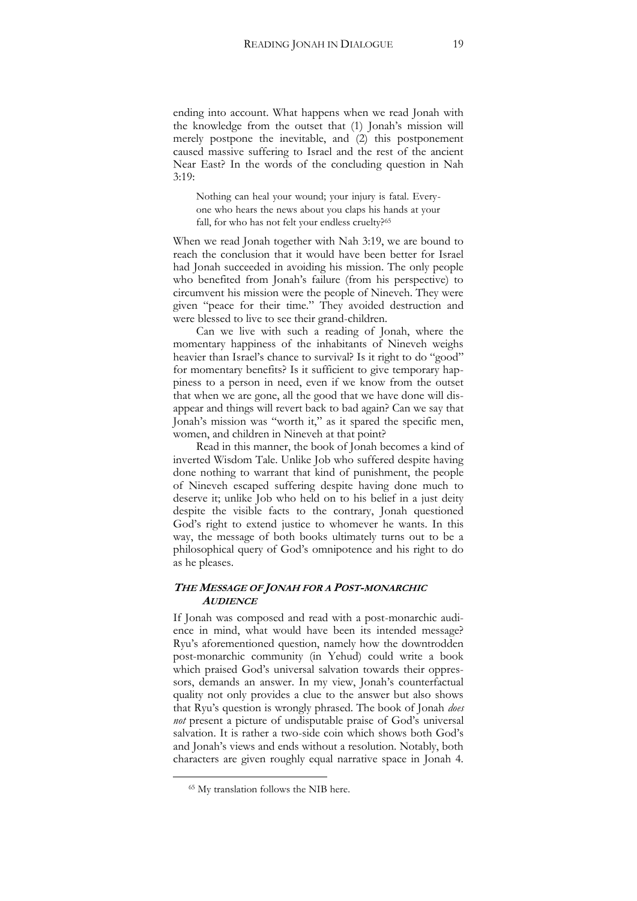ending into account. What happens when we read Jonah with the knowledge from the outset that (1) Jonah's mission will merely postpone the inevitable, and (2) this postponement caused massive suffering to Israel and the rest of the ancient Near East? In the words of the concluding question in Nah 3:19:

> Nothing can heal your wound; your injury is fatal. Everyone who hears the news about you claps his hands at your fall, for who has not felt your endless cruelty?[65]

When we read Jonah together with Nah 3:19, we are bound to reach the conclusion that it would have been better for Israel had Jonah succeeded in avoiding his mission. The only people who benefited from Jonah's failure (from his perspective) to circumvent his mission were the people of Nineveh. They were given "peace for their time." They avoided destruction and were blessed to live to see their grand-children.

Can we live with such a reading of Jonah, where the momentary happiness of the inhabitants of Nineveh weighs heavier than Israel's chance to survival? Is it right to do "good" for momentary benefits? Is it sufficient to give temporary happiness to a person in need, even if we know from the outset that when we are gone, all the good that we have done will disappear and things will revert back to bad again? Can we say that Jonah's mission was "worth it," as it spared the specific men, women, and children in Nineveh at that point?

Read in this manner, the book of Jonah becomes a kind of inverted Wisdom Tale. Unlike Job who suffered despite having done nothing to warrant that kind of punishment, the people of Nineveh escaped suffering despite having done much to deserve it; unlike Job who held on to his belief in a just deity despite the visible facts to the contrary, Jonah questioned God's right to extend justice to whomever he wants. In this way, the message of both books ultimately turns out to be a philosophical query of God's omnipotence and his right to do as he pleases.

## *The Message of Jonah for a Post-monarchic Audience*

If Jonah was composed and read with a post-monarchic audience in mind, what would have been its intended message? Ryu's aforementioned question, namely how the downtrodden post-monarchic community (in Yehud) could write a book which praised God's universal salvation towards their oppressors, demands an answer. In my view, Jonah's counterfactual quality not only provides a clue to the answer but also shows that Ryu's question is wrongly phrased. The book of Jonah *does not* present a picture of undisputable praise of God's universal salvation. It is rather a two-side coin which shows both God's and Jonah's views and ends without a resolution. Notably, both characters are given roughly equal narrative space in Jonah 4.

[65] My translation follows the NIB here.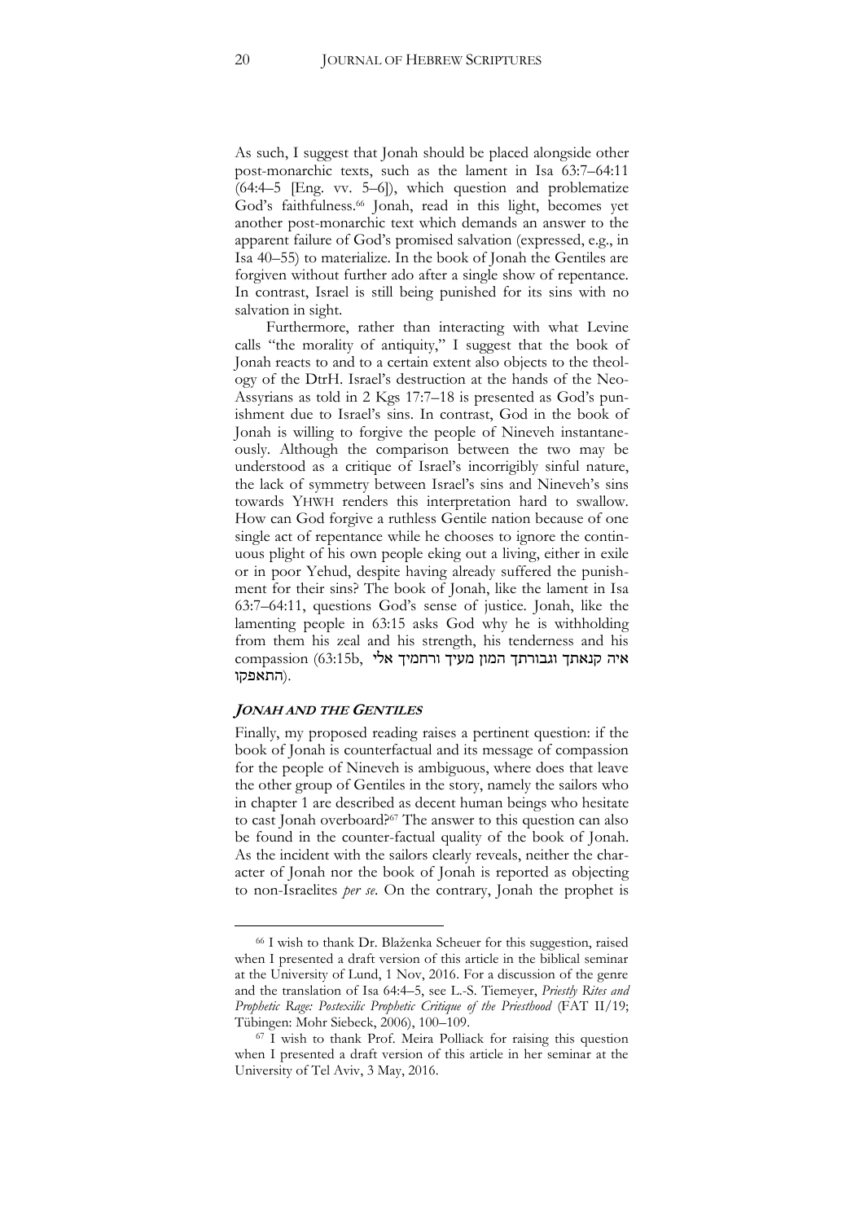As such, I suggest that Jonah should be placed alongside other post-monarchic texts, such as the lament in Isa 63:7–64:11 (64:4–5 [Eng. vv. 5–6]), which question and problematize God's faithfulness.[66] Jonah, read in this light, becomes yet another post-monarchic text which demands an answer to the apparent failure of God's promised salvation (expressed, e.g., in Isa 40–55) to materialize. In the book of Jonah the Gentiles are forgiven without further ado after a single show of repentance. In contrast, Israel is still being punished for its sins with no salvation in sight.

Furthermore, rather than interacting with what Levine calls "the morality of antiquity," I suggest that the book of Jonah reacts to and to a certain extent also objects to the theology of the DtrH. Israel's destruction at the hands of the Neo-Assyrians as told in 2 Kgs 17:7–18 is presented as God's punishment due to Israel's sins. In contrast, God in the book of Jonah is willing to forgive the people of Nineveh instantaneously. Although the comparison between the two may be understood as a critique of Israel's incorrigibly sinful nature, the lack of symmetry between Israel's sins and Nineveh's sins towards YHWH renders this interpretation hard to swallow. How can God forgive a ruthless Gentile nation because of one single act of repentance while he chooses to ignore the continuous plight of his own people eking out a living, either in exile or in poor Yehud, despite having already suffered the punishment for their sins? The book of Jonah, like the lament in Isa 63:7–64:11, questions God's sense of justice. Jonah, like the lamenting people in 63:15 asks God why he is withholding from them his zeal and his strength, his tenderness and his compassion (63:15b, איה קנאתך וגבורתך המון מעיך ורחמיך אלי התאפקו).

### *JONAH AND THE GENTILES*

Finally, my proposed reading raises a pertinent question: if the book of Jonah is counterfactual and its message of compassion for the people of Nineveh is ambiguous, where does that leave the other group of Gentiles in the story, namely the sailors who in chapter 1 are described as decent human beings who hesitate to cast Jonah overboard?[67] The answer to this question can also be found in the counter-factual quality of the book of Jonah. As the incident with the sailors clearly reveals, neither the character of Jonah nor the book of Jonah is reported as objecting to non-Israelites *per se*. On the contrary, Jonah the prophet is

---

[66] I wish to thank Dr. Blaženka Scheuer for this suggestion, raised when I presented a draft version of this article in the biblical seminar at the University of Lund, 1 Nov, 2016. For a discussion of the genre and the translation of Isa 64:4–5, see L.-S. Tiemeyer, *Priestly Rites and Prophetic Rage: Postexilic Prophetic Critique of the Priesthood* (FAT II/19; Tübingen: Mohr Siebeck, 2006), 100–109.

[67] I wish to thank Prof. Meira Polliack for raising this question when I presented a draft version of this article in her seminar at the University of Tel Aviv, 3 May, 2016.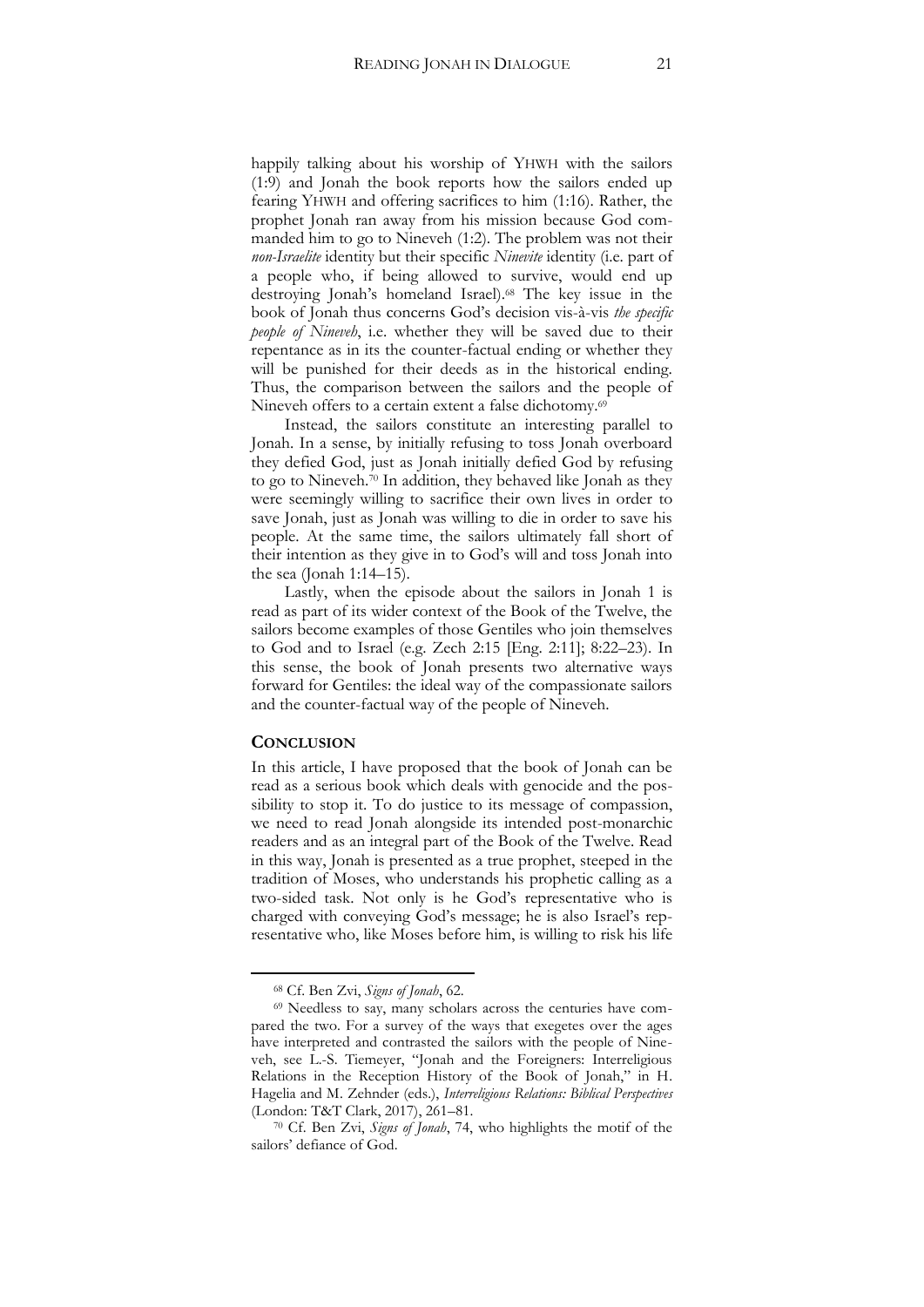happily talking about his worship of YHWH with the sailors (1:9) and Jonah the book reports how the sailors ended up fearing YHWH and offering sacrifices to him (1:16). Rather, the prophet Jonah ran away from his mission because God commanded him to go to Nineveh (1:2). The problem was not their *non-Israelite* identity but their specific *Ninevite* identity (i.e. part of a people who, if being allowed to survive, would end up destroying Jonah's homeland Israel).[68] The key issue in the book of Jonah thus concerns God's decision vis-à-vis *the specific people of Nineveh*, i.e. whether they will be saved due to their repentance as in its the counter-factual ending or whether they will be punished for their deeds as in the historical ending. Thus, the comparison between the sailors and the people of Nineveh offers to a certain extent a false dichotomy.[69]

Instead, the sailors constitute an interesting parallel to Jonah. In a sense, by initially refusing to toss Jonah overboard they defied God, just as Jonah initially defied God by refusing to go to Nineveh.[70] In addition, they behaved like Jonah as they were seemingly willing to sacrifice their own lives in order to save Jonah, just as Jonah was willing to die in order to save his people. At the same time, the sailors ultimately fall short of their intention as they give in to God's will and toss Jonah into the sea (Jonah 1:14–15).

Lastly, when the episode about the sailors in Jonah 1 is read as part of its wider context of the Book of the Twelve, the sailors become examples of those Gentiles who join themselves to God and to Israel (e.g. Zech 2:15 [Eng. 2:11]; 8:22–23). In this sense, the book of Jonah presents two alternative ways forward for Gentiles: the ideal way of the compassionate sailors and the counter-factual way of the people of Nineveh.

## CONCLUSION

In this article, I have proposed that the book of Jonah can be read as a serious book which deals with genocide and the possibility to stop it. To do justice to its message of compassion, we need to read Jonah alongside its intended post-monarchic readers and as an integral part of the Book of the Twelve. Read in this way, Jonah is presented as a true prophet, steeped in the tradition of Moses, who understands his prophetic calling as a two-sided task. Not only is he God's representative who is charged with conveying God's message; he is also Israel's representative who, like Moses before him, is willing to risk his life

---

[68] Cf. Ben Zvi, *Signs of Jonah*, 62.

[69] Needless to say, many scholars across the centuries have compared the two. For a survey of the ways that exegetes over the ages have interpreted and contrasted the sailors with the people of Nineveh, see L.-S. Tiemeyer, "Jonah and the Foreigners: Interreligious Relations in the Reception History of the Book of Jonah," in H. Hagelia and M. Zehnder (eds.), *Interreligious Relations: Biblical Perspectives* (London: T&T Clark, 2017), 261–81.

[70] Cf. Ben Zvi, *Signs of Jonah*, 74, who highlights the motif of the sailors' defiance of God.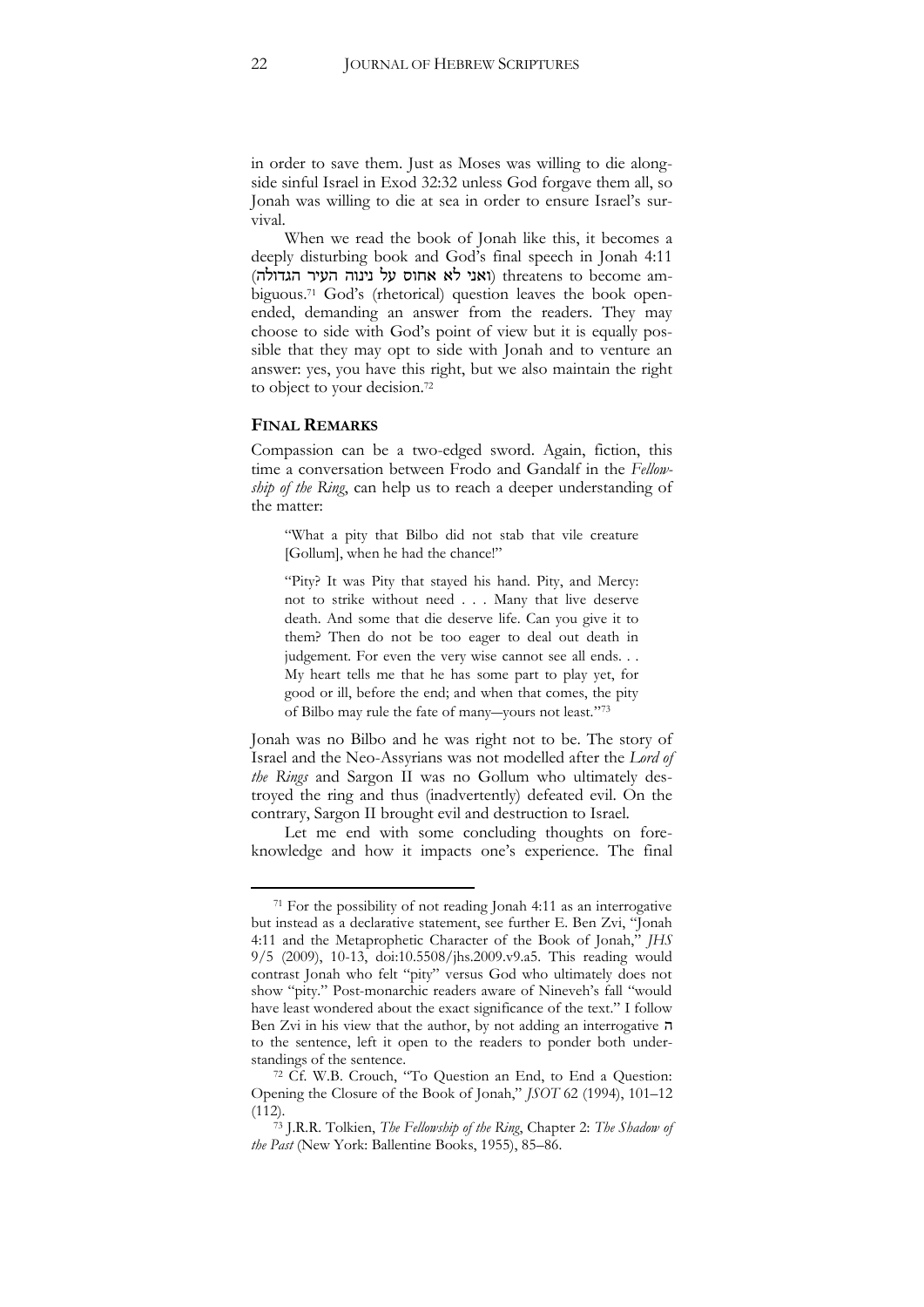in order to save them. Just as Moses was willing to die alongside sinful Israel in Exod 32:32 unless God forgave them all, so Jonah was willing to die at sea in order to ensure Israel's survival.

When we read the book of Jonah like this, it becomes a deeply disturbing book and God's final speech in Jonah 4:11 (ואני לא אחוס על נינוה העיר הגדולה) threatens to become ambiguous.[71] God's (rhetorical) question leaves the book open-ended, demanding an answer from the readers. They may choose to side with God's point of view but it is equally possible that they may opt to side with Jonah and to venture an answer: yes, you have this right, but we also maintain the right to object to your decision.[72]

## FINAL REMARKS

Compassion can be a two-edged sword. Again, fiction, this time a conversation between Frodo and Gandalf in the *Fellowship of the Ring*, can help us to reach a deeper understanding of the matter:

> "What a pity that Bilbo did not stab that vile creature [Gollum], when he had the chance!"
>
> "Pity? It was Pity that stayed his hand. Pity, and Mercy: not to strike without need . . . Many that live deserve death. And some that die deserve life. Can you give it to them? Then do not be too eager to deal out death in judgement. For even the very wise cannot see all ends. . . My heart tells me that he has some part to play yet, for good or ill, before the end; and when that comes, the pity of Bilbo may rule the fate of many—yours not least."[73]

Jonah was no Bilbo and he was right not to be. The story of Israel and the Neo-Assyrians was not modelled after the *Lord of the Rings* and Sargon II was no Gollum who ultimately destroyed the ring and thus (inadvertently) defeated evil. On the contrary, Sargon II brought evil and destruction to Israel.

Let me end with some concluding thoughts on foreknowledge and how it impacts one's experience. The final

---

[71] For the possibility of not reading Jonah 4:11 as an interrogative but instead as a declarative statement, see further E. Ben Zvi, "Jonah 4:11 and the Metaprophetic Character of the Book of Jonah," *JHS* 9/5 (2009), 10-13, doi:10.5508/jhs.2009.v9.a5. This reading would contrast Jonah who felt "pity" versus God who ultimately does not show "pity." Post-monarchic readers aware of Nineveh's fall "would have least wondered about the exact significance of the text." I follow Ben Zvi in his view that the author, by not adding an interrogative ה to the sentence, left it open to the readers to ponder both understandings of the sentence.

[72] Cf. W.B. Crouch, "To Question an End, to End a Question: Opening the Closure of the Book of Jonah," *JSOT* 62 (1994), 101–12 (112).

[73] J.R.R. Tolkien, *The Fellowship of the Ring*, Chapter 2: *The Shadow of the Past* (New York: Ballentine Books, 1955), 85–86.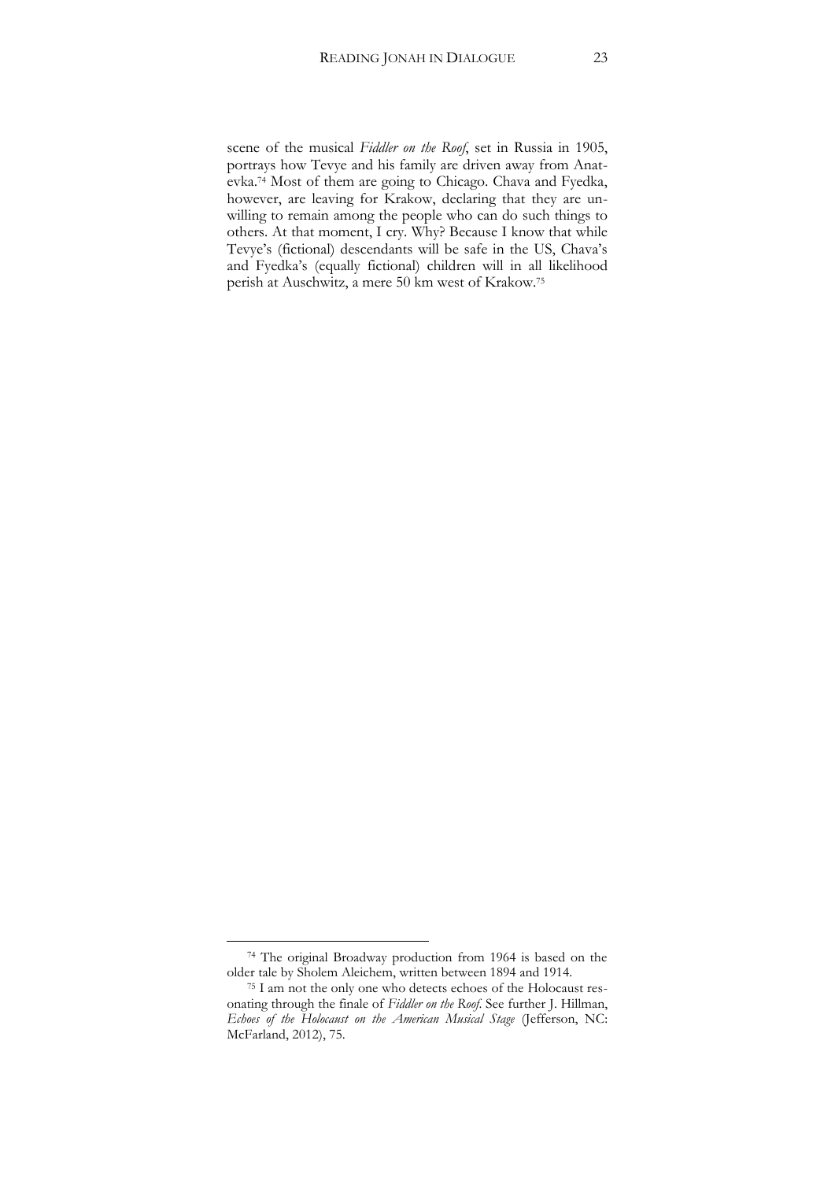scene of the musical *Fiddler on the Roof*, set in Russia in 1905, portrays how Tevye and his family are driven away from Anatevka.[74] Most of them are going to Chicago. Chava and Fyedka, however, are leaving for Krakow, declaring that they are unwilling to remain among the people who can do such things to others. At that moment, I cry. Why? Because I know that while Tevye's (fictional) descendants will be safe in the US, Chava's and Fyedka's (equally fictional) children will in all likelihood perish at Auschwitz, a mere 50 km west of Krakow.[75]

---

[74] The original Broadway production from 1964 is based on the older tale by Sholem Aleichem, written between 1894 and 1914.

[75] I am not the only one who detects echoes of the Holocaust resonating through the finale of *Fiddler on the Roof*. See further J. Hillman, *Echoes of the Holocaust on the American Musical Stage* (Jefferson, NC: McFarland, 2012), 75.